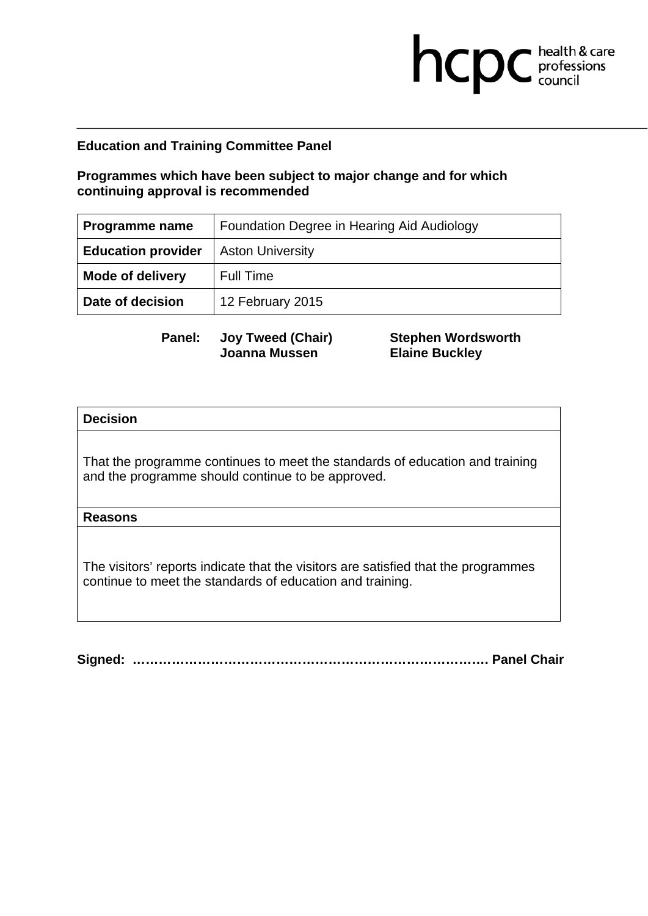hcpc health & care professions council

**Education and Training Committee Panel**

**Programmes which have been subject to major change and for which continuing approval is recommended**

| **Programme name** | Foundation Degree in Hearing Aid Audiology |
|---|---|
| **Education provider** | Aston University |
| **Mode of delivery** | Full Time |
| **Date of decision** | 12 February 2015 |

**Panel:** **Joy Tweed (Chair)** **Stephen Wordsworth** **Joanna Mussen** **Elaine Buckley**

| **Decision** |
|---|
| That the programme continues to meet the standards of education and training and the programme should continue to be approved. |
| **Reasons** |
| The visitors' reports indicate that the visitors are satisfied that the programmes continue to meet the standards of education and training. |

**Signed: ………………………………………………………………………. Panel Chair**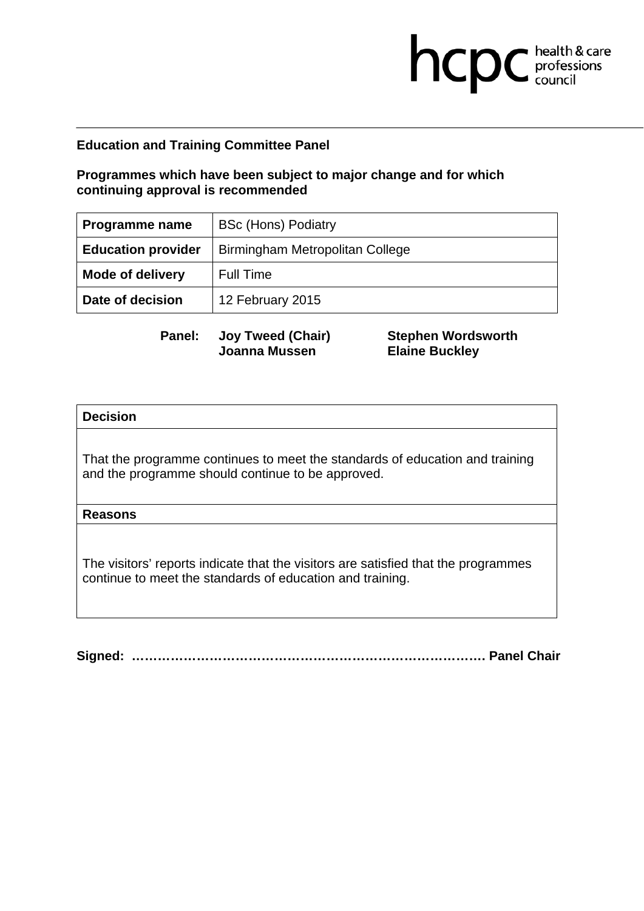**Education and Training Committee Panel**

**Programmes which have been subject to major change and for which continuing approval is recommended**

| **Programme name** | BSc (Hons) Podiatry |
|---|---|
| **Education provider** | Birmingham Metropolitan College |
| **Mode of delivery** | Full Time |
| **Date of decision** | 12 February 2015 |

**Panel:** **Joy Tweed (Chair)**, **Stephen Wordsworth**, **Joanna Mussen**, **Elaine Buckley**

| **Decision** |
|---|
| That the programme continues to meet the standards of education and training and the programme should continue to be approved. |
| **Reasons** |
| The visitors' reports indicate that the visitors are satisfied that the programmes continue to meet the standards of education and training. |

**Signed: ……………………………………………………………………… Panel Chair**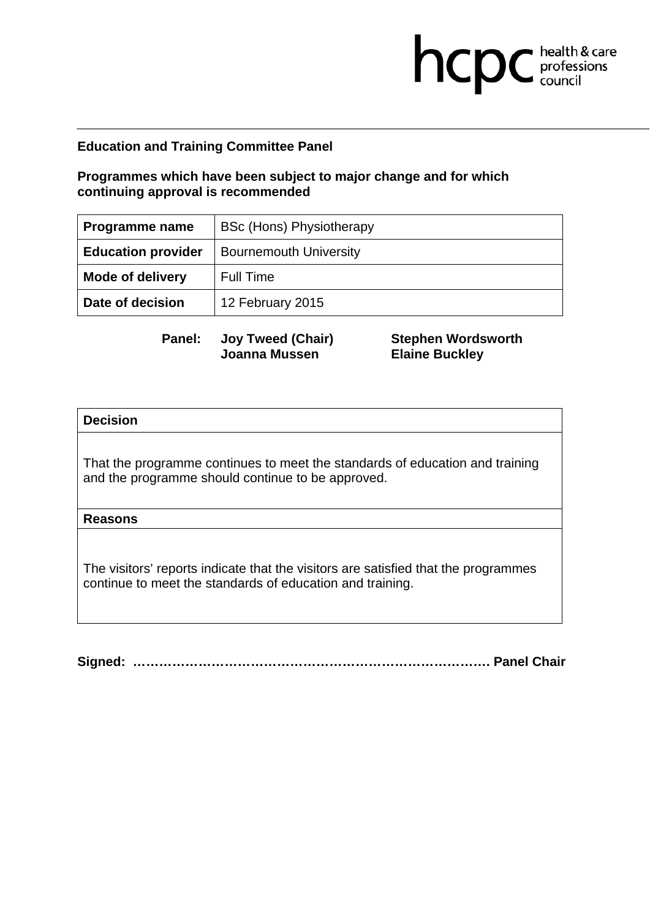**Education and Training Committee Panel**

**Programmes which have been subject to major change and for which continuing approval is recommended**

| **Programme name** | BSc (Hons) Physiotherapy |
|---|---|
| **Education provider** | Bournemouth University |
| **Mode of delivery** | Full Time |
| **Date of decision** | 12 February 2015 |

**Panel:** **Joy Tweed (Chair)** **Stephen Wordsworth**
**Joanna Mussen** **Elaine Buckley**

| **Decision** |
|---|
| That the programme continues to meet the standards of education and training and the programme should continue to be approved. |
| **Reasons** |
| The visitors' reports indicate that the visitors are satisfied that the programmes continue to meet the standards of education and training. |

**Signed: …………………………………………………………………… Panel Chair**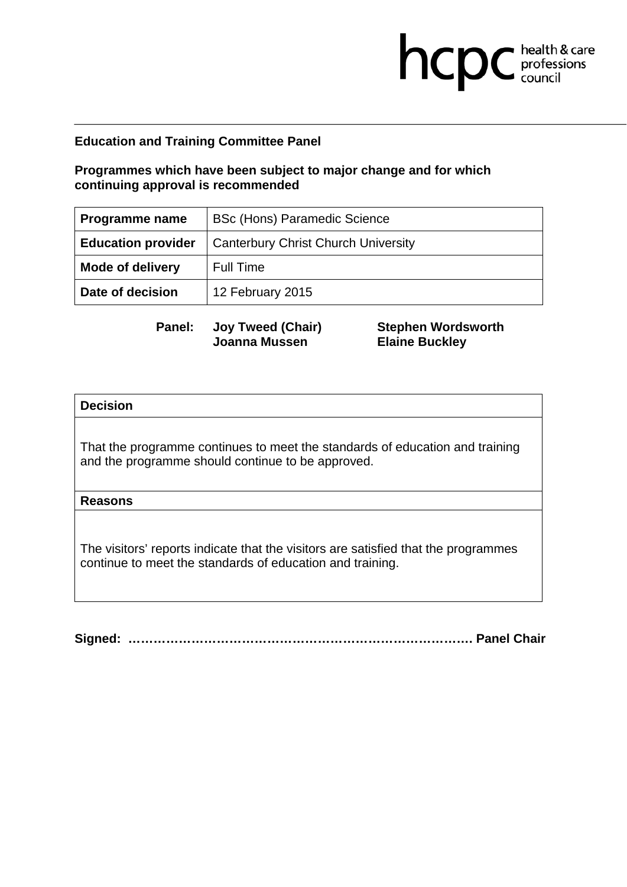**Education and Training Committee Panel**

**Programmes which have been subject to major change and for which continuing approval is recommended**

| **Programme name** | BSc (Hons) Paramedic Science |
|---|---|
| **Education provider** | Canterbury Christ Church University |
| **Mode of delivery** | Full Time |
| **Date of decision** | 12 February 2015 |

**Panel:** **Joy Tweed (Chair)** **Stephen Wordsworth** **Joanna Mussen** **Elaine Buckley**

| **Decision** |
|---|
| That the programme continues to meet the standards of education and training and the programme should continue to be approved. |
| **Reasons** |
| The visitors' reports indicate that the visitors are satisfied that the programmes continue to meet the standards of education and training. |

**Signed: ……………………………………………………………………… Panel Chair**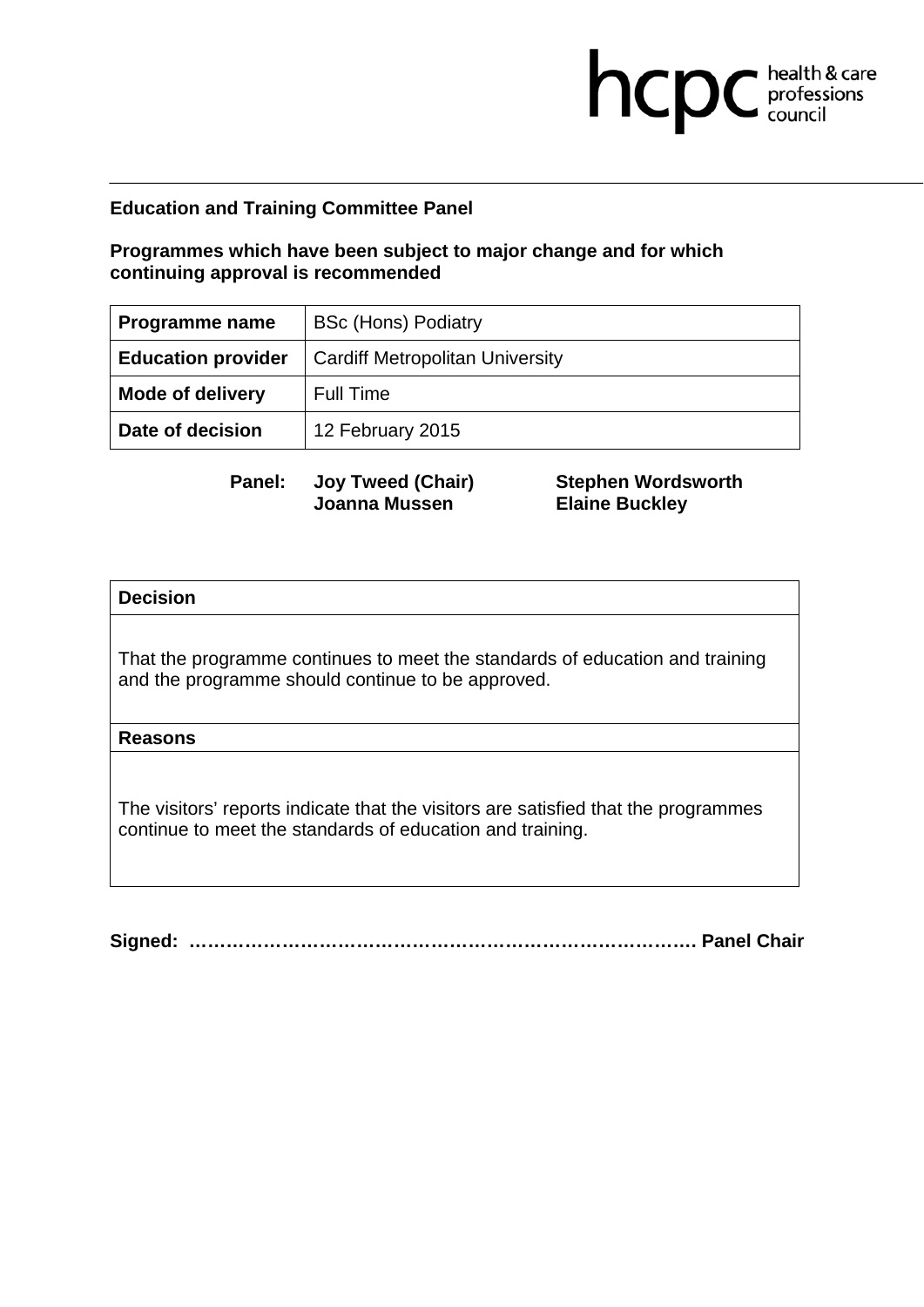**Education and Training Committee Panel**

**Programmes which have been subject to major change and for which continuing approval is recommended**

| **Programme name** | BSc (Hons) Podiatry |
|---|---|
| **Education provider** | Cardiff Metropolitan University |
| **Mode of delivery** | Full Time |
| **Date of decision** | 12 February 2015 |

**Panel:** **Joy Tweed (Chair)** **Stephen Wordsworth** **Joanna Mussen** **Elaine Buckley**

| **Decision** |
|---|
| That the programme continues to meet the standards of education and training and the programme should continue to be approved. |
| **Reasons** |
| The visitors' reports indicate that the visitors are satisfied that the programmes continue to meet the standards of education and training. |

**Signed: ……………………………………………………………………. Panel Chair**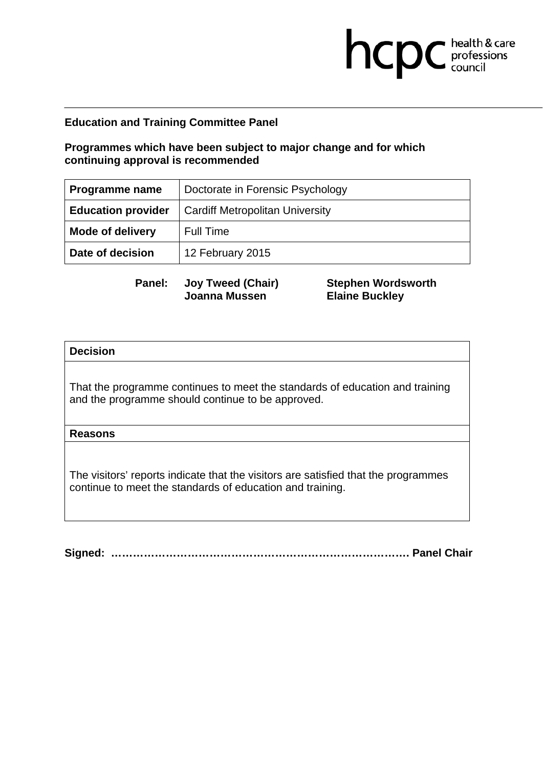**Education and Training Committee Panel**

**Programmes which have been subject to major change and for which continuing approval is recommended**

| **Programme name** | Doctorate in Forensic Psychology |
|---|---|
| **Education provider** | Cardiff Metropolitan University |
| **Mode of delivery** | Full Time |
| **Date of decision** | 12 February 2015 |

**Panel:** **Joy Tweed (Chair)** **Stephen Wordsworth**
**Joanna Mussen** **Elaine Buckley**

| **Decision** |
|---|
| That the programme continues to meet the standards of education and training and the programme should continue to be approved. |
| **Reasons** |
| The visitors' reports indicate that the visitors are satisfied that the programmes continue to meet the standards of education and training. |

**Signed: ………………………………………………………………………… Panel Chair**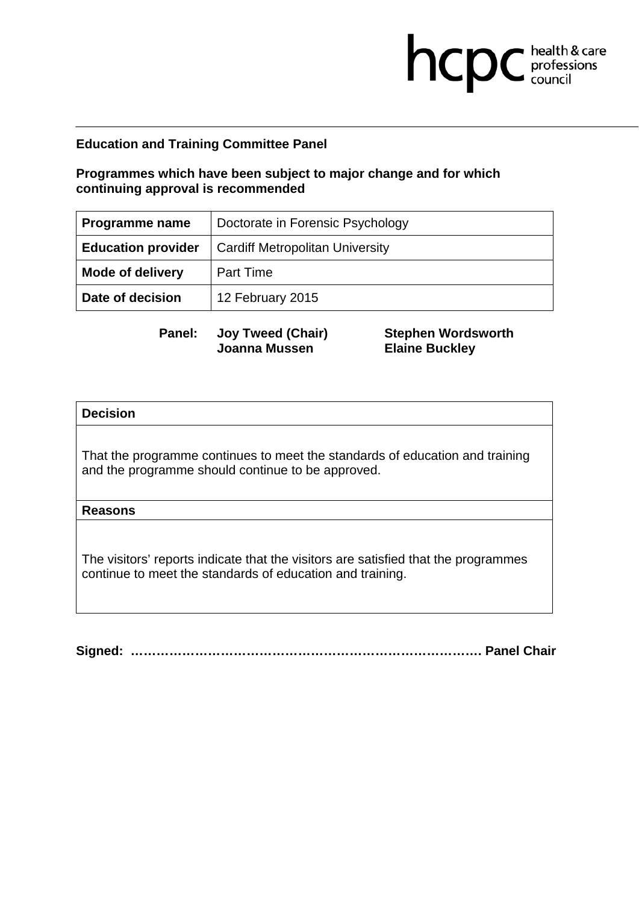hcpc health & care professions council

**Education and Training Committee Panel**

**Programmes which have been subject to major change and for which continuing approval is recommended**

| **Programme name** | Doctorate in Forensic Psychology |
|---|---|
| **Education provider** | Cardiff Metropolitan University |
| **Mode of delivery** | Part Time |
| **Date of decision** | 12 February 2015 |

**Panel:** **Joy Tweed (Chair)** **Stephen Wordsworth** **Joanna Mussen** **Elaine Buckley**

| **Decision** |
|---|
| That the programme continues to meet the standards of education and training and the programme should continue to be approved. |
| **Reasons** |
| The visitors' reports indicate that the visitors are satisfied that the programmes continue to meet the standards of education and training. |

**Signed: …………………………………………………………………… Panel Chair**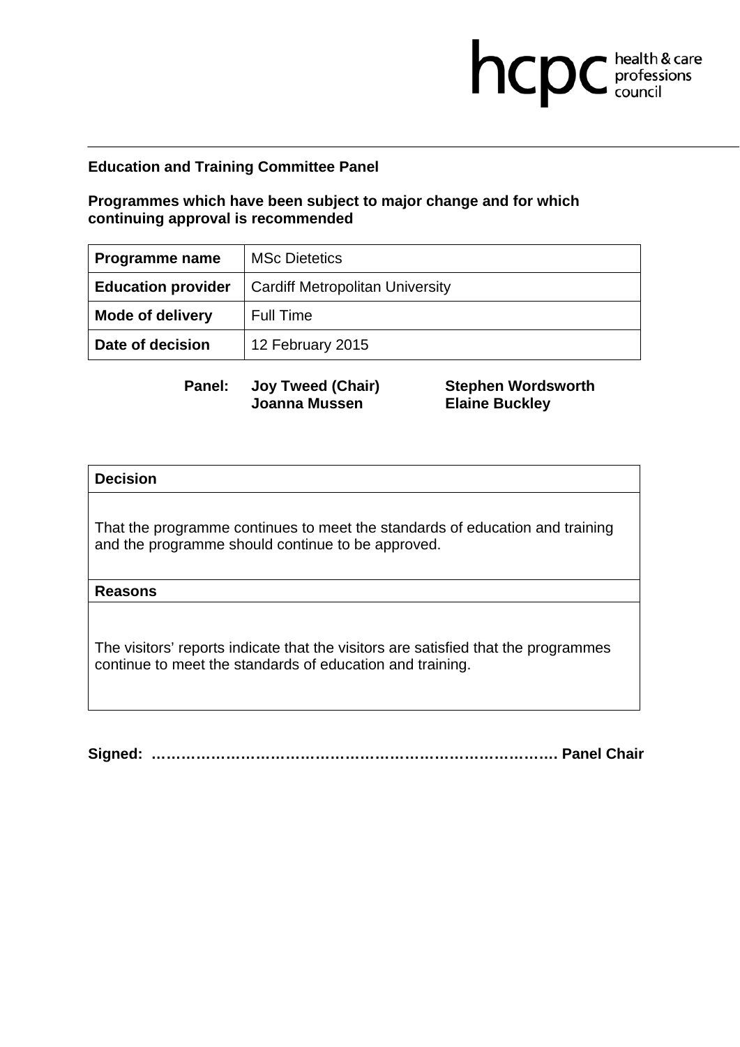hcpc health & care professions council

**Education and Training Committee Panel**

**Programmes which have been subject to major change and for which continuing approval is recommended**

| **Programme name** | MSc Dietetics |
|---|---|
| **Education provider** | Cardiff Metropolitan University |
| **Mode of delivery** | Full Time |
| **Date of decision** | 12 February 2015 |

**Panel:** **Joy Tweed (Chair)** **Stephen Wordsworth** **Joanna Mussen** **Elaine Buckley**

| **Decision** |
|---|
| That the programme continues to meet the standards of education and training and the programme should continue to be approved. |
| **Reasons** |
| The visitors' reports indicate that the visitors are satisfied that the programmes continue to meet the standards of education and training. |

**Signed: ………………………………………………………………………. Panel Chair**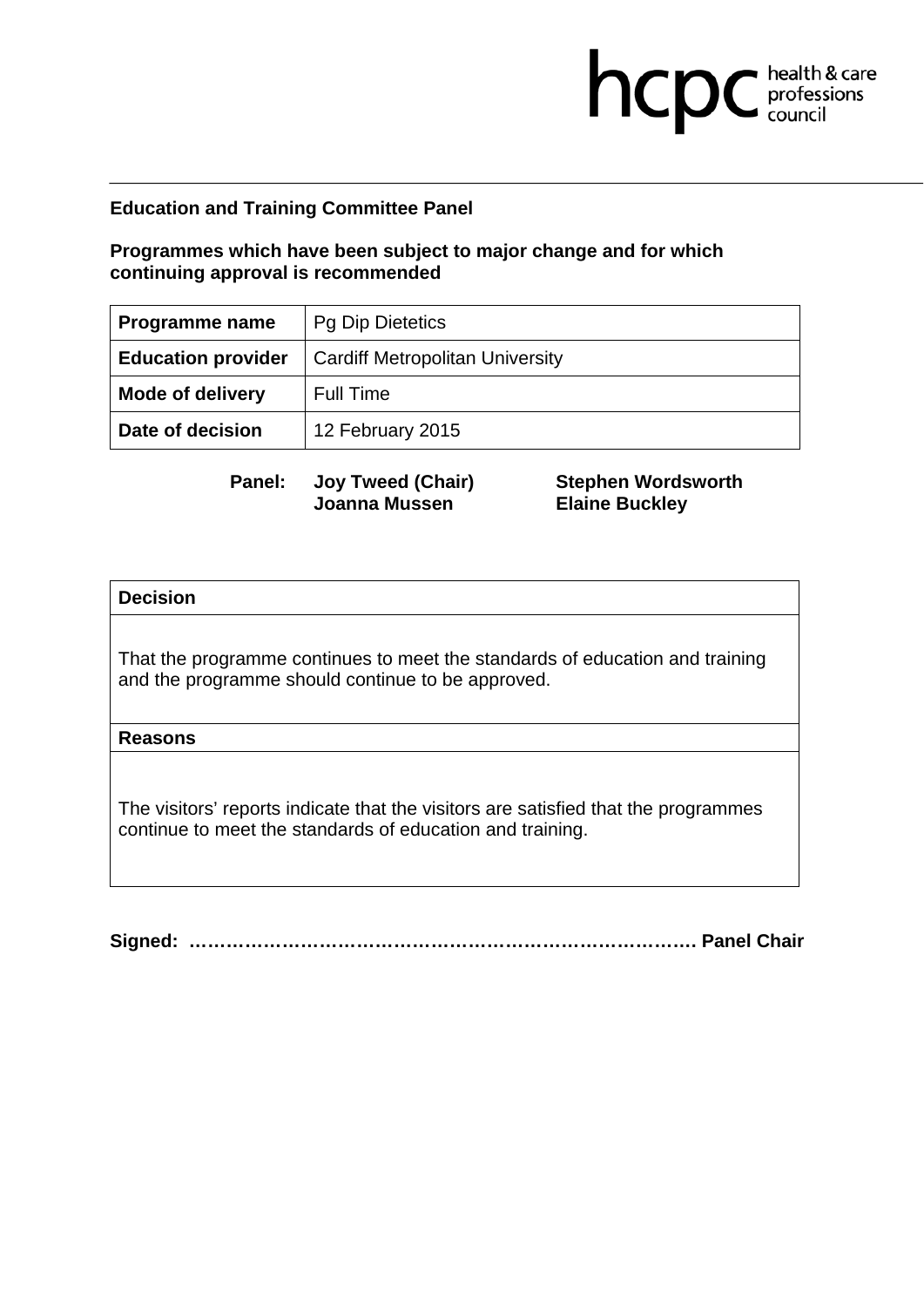hcpc health & care professions council

**Education and Training Committee Panel**

**Programmes which have been subject to major change and for which continuing approval is recommended**

| **Programme name** | Pg Dip Dietetics |
|---|---|
| **Education provider** | Cardiff Metropolitan University |
| **Mode of delivery** | Full Time |
| **Date of decision** | 12 February 2015 |

**Panel:** **Joy Tweed (Chair)** **Stephen Wordsworth** **Joanna Mussen** **Elaine Buckley**

| **Decision** |
|---|
| That the programme continues to meet the standards of education and training and the programme should continue to be approved. |
| **Reasons** |
| The visitors' reports indicate that the visitors are satisfied that the programmes continue to meet the standards of education and training. |

**Signed: ……………………………………………………………………… Panel Chair**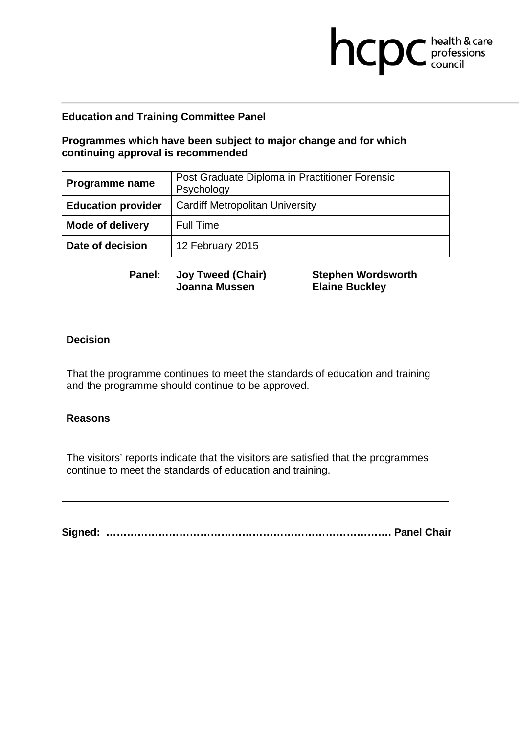**Education and Training Committee Panel**

**Programmes which have been subject to major change and for which continuing approval is recommended**

| **Programme name** | Post Graduate Diploma in Practitioner Forensic Psychology |
|---|---|
| **Education provider** | Cardiff Metropolitan University |
| **Mode of delivery** | Full Time |
| **Date of decision** | 12 February 2015 |

**Panel:** **Joy Tweed (Chair)** **Stephen Wordsworth** **Joanna Mussen** **Elaine Buckley**

| **Decision** |
|---|
| That the programme continues to meet the standards of education and training and the programme should continue to be approved. |
| **Reasons** |
| The visitors' reports indicate that the visitors are satisfied that the programmes continue to meet the standards of education and training. |

**Signed: ………………………………………………………………………. Panel Chair**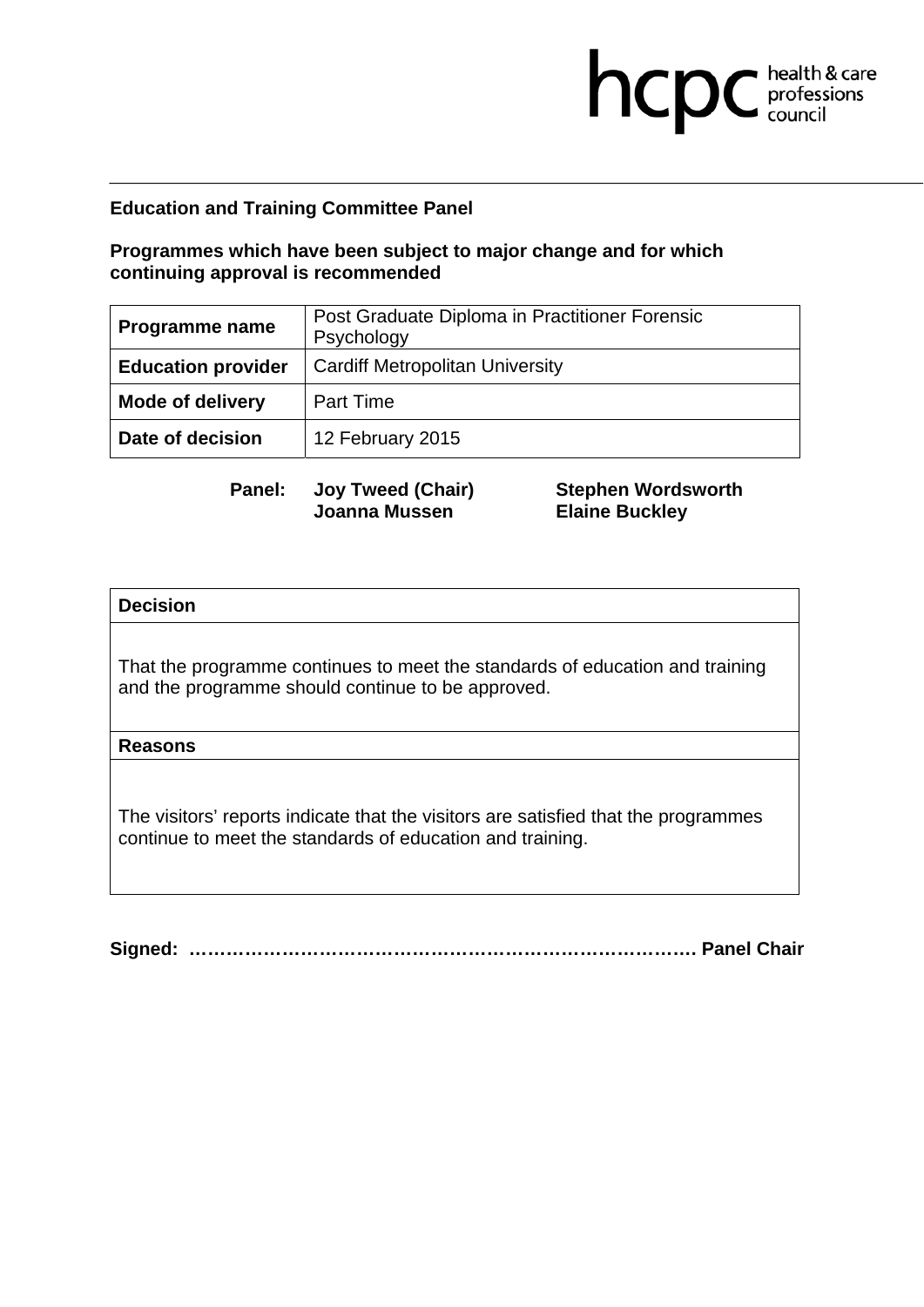**Education and Training Committee Panel**

**Programmes which have been subject to major change and for which continuing approval is recommended**

| **Programme name** | Post Graduate Diploma in Practitioner Forensic Psychology |
|---|---|
| **Education provider** | Cardiff Metropolitan University |
| **Mode of delivery** | Part Time |
| **Date of decision** | 12 February 2015 |

**Panel:** **Joy Tweed (Chair)** **Stephen Wordsworth** **Joanna Mussen** **Elaine Buckley**

| **Decision** |
|---|
| That the programme continues to meet the standards of education and training and the programme should continue to be approved. |
| **Reasons** |
| The visitors' reports indicate that the visitors are satisfied that the programmes continue to meet the standards of education and training. |

**Signed: ……………………………………………………………………. Panel Chair**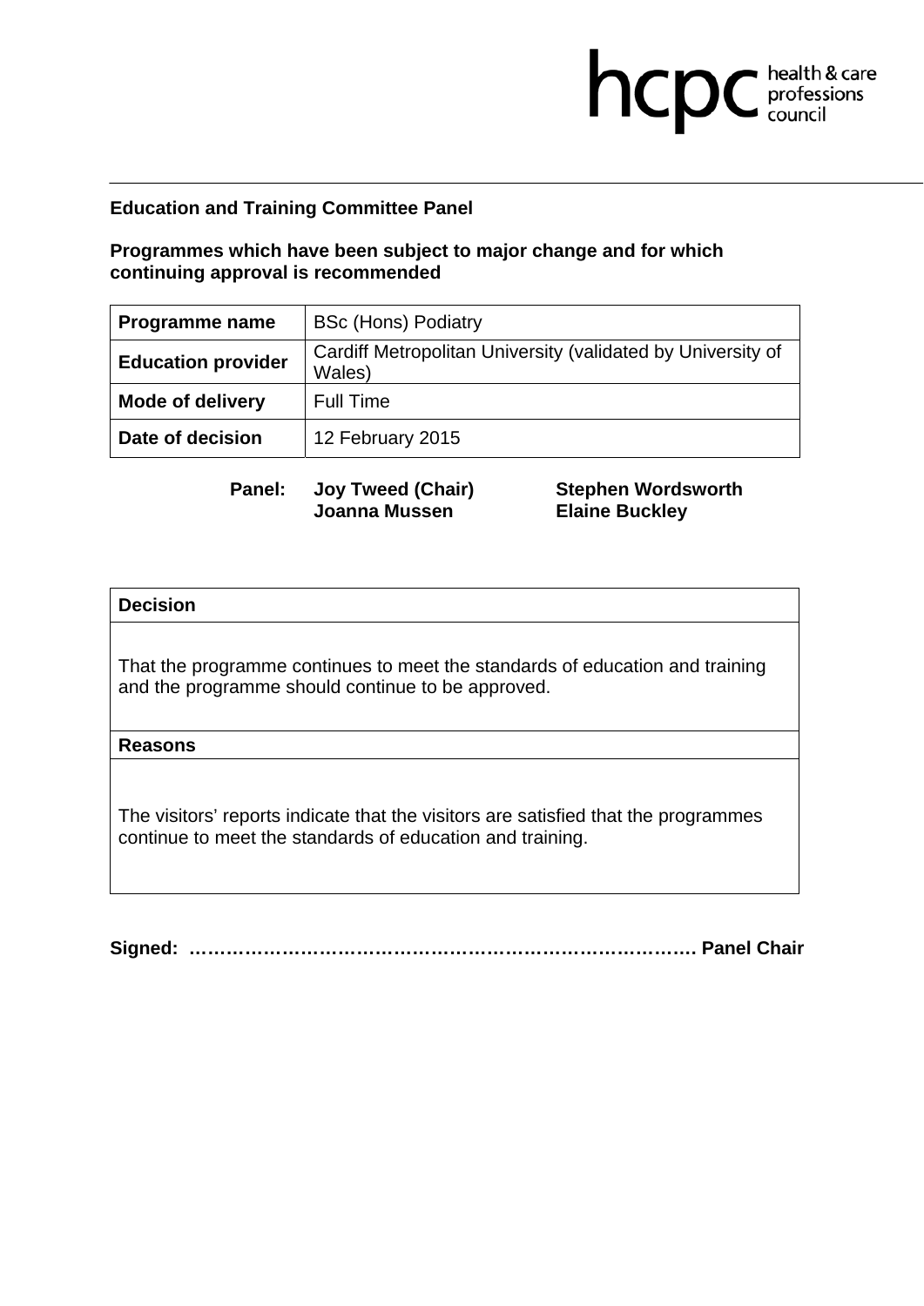**Education and Training Committee Panel**

**Programmes which have been subject to major change and for which continuing approval is recommended**

| **Programme name** | BSc (Hons) Podiatry |
|---|---|
| **Education provider** | Cardiff Metropolitan University (validated by University of Wales) |
| **Mode of delivery** | Full Time |
| **Date of decision** | 12 February 2015 |

**Panel:** **Joy Tweed (Chair)** **Stephen Wordsworth** **Joanna Mussen** **Elaine Buckley**

| **Decision** |
|---|
| That the programme continues to meet the standards of education and training and the programme should continue to be approved. |
| **Reasons** |
| The visitors' reports indicate that the visitors are satisfied that the programmes continue to meet the standards of education and training. |

**Signed: ………………………………………………………………………. Panel Chair**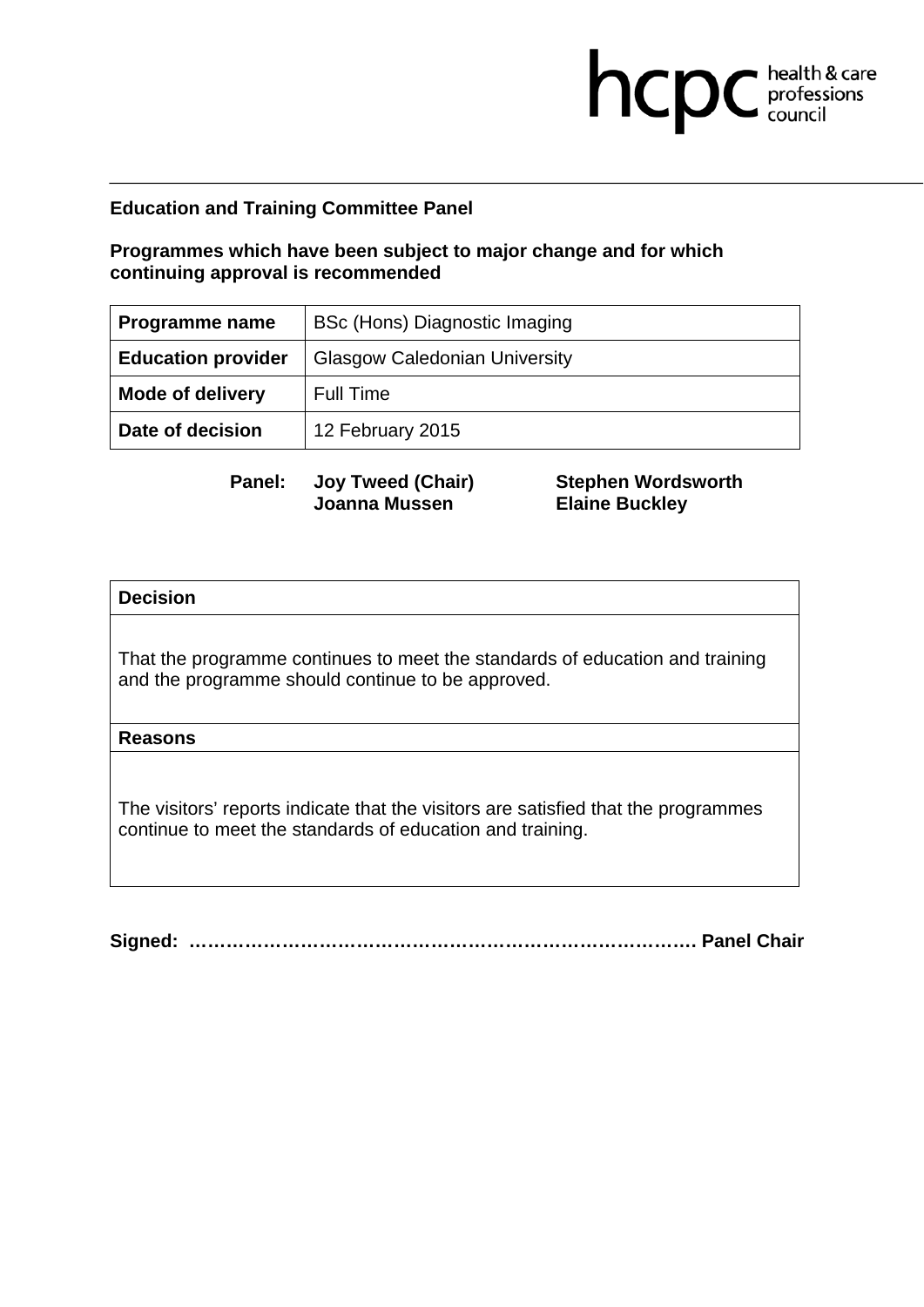**Education and Training Committee Panel**

**Programmes which have been subject to major change and for which continuing approval is recommended**

| **Programme name** | BSc (Hons) Diagnostic Imaging |
|---|---|
| **Education provider** | Glasgow Caledonian University |
| **Mode of delivery** | Full Time |
| **Date of decision** | 12 February 2015 |

**Panel:** **Joy Tweed (Chair)** **Stephen Wordsworth** **Joanna Mussen** **Elaine Buckley**

| **Decision** |
|---|
| That the programme continues to meet the standards of education and training and the programme should continue to be approved. |
| **Reasons** |
| The visitors' reports indicate that the visitors are satisfied that the programmes continue to meet the standards of education and training. |

**Signed: ……………………………………………………………………… Panel Chair**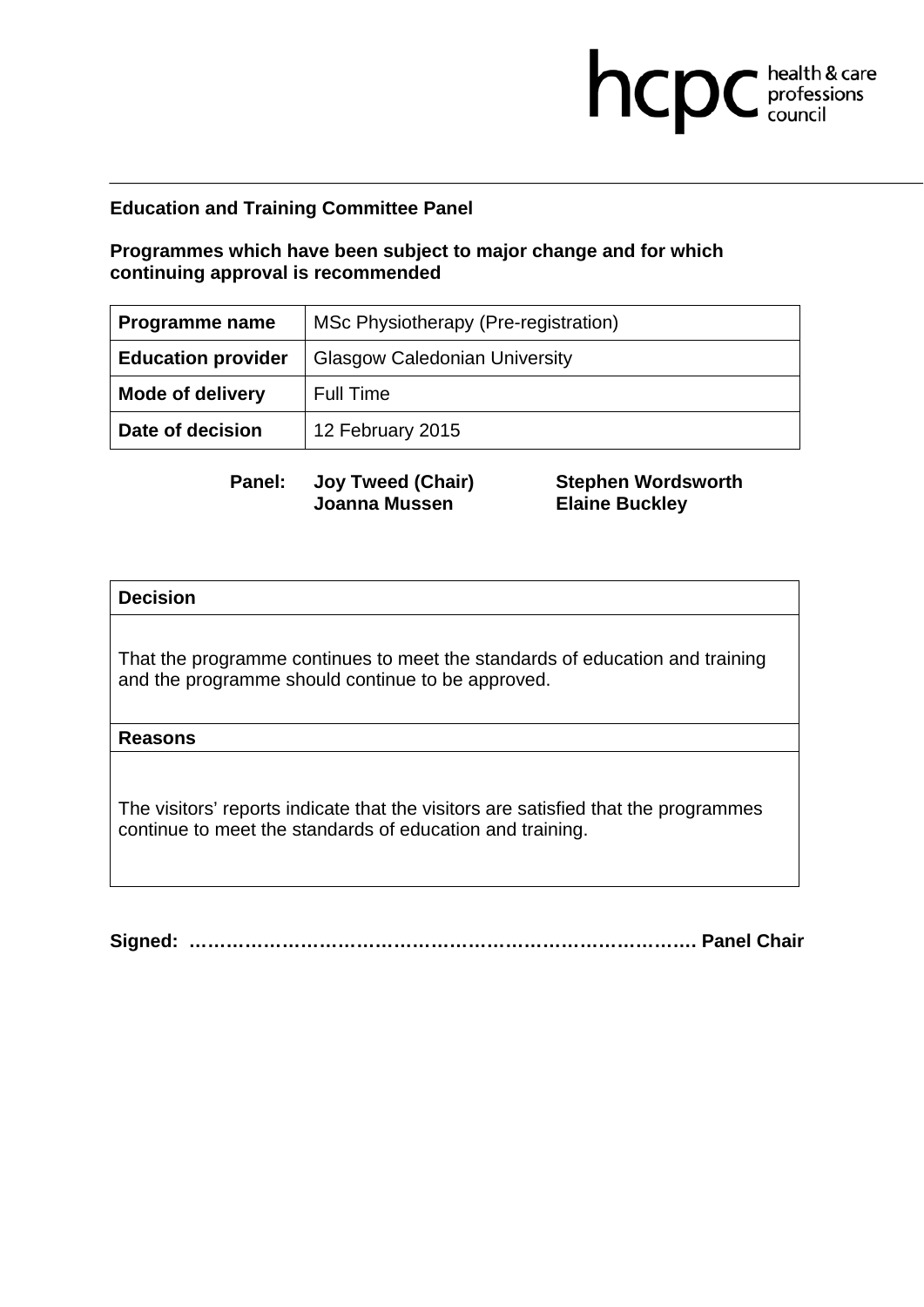hcpc health & care professions council

**Education and Training Committee Panel**

**Programmes which have been subject to major change and for which continuing approval is recommended**

| **Programme name** | MSc Physiotherapy (Pre-registration) |
|---|---|
| **Education provider** | Glasgow Caledonian University |
| **Mode of delivery** | Full Time |
| **Date of decision** | 12 February 2015 |

**Panel:** **Joy Tweed (Chair)** **Stephen Wordsworth** **Joanna Mussen** **Elaine Buckley**

| **Decision** |
|---|
| That the programme continues to meet the standards of education and training and the programme should continue to be approved. |
| **Reasons** |
| The visitors' reports indicate that the visitors are satisfied that the programmes continue to meet the standards of education and training. |

**Signed: ……………………………………………………………………… Panel Chair**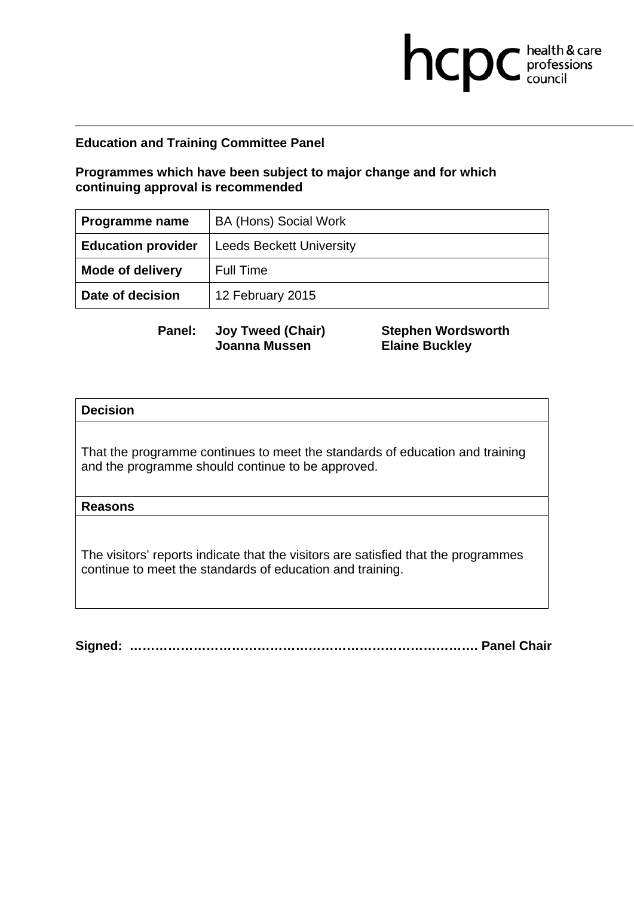**Education and Training Committee Panel**

**Programmes which have been subject to major change and for which continuing approval is recommended**

| **Programme name** | BA (Hons) Social Work |
|---|---|
| **Education provider** | Leeds Beckett University |
| **Mode of delivery** | Full Time |
| **Date of decision** | 12 February 2015 |

**Panel:** **Joy Tweed (Chair)** **Stephen Wordsworth** **Joanna Mussen** **Elaine Buckley**

| **Decision** |
|---|
| That the programme continues to meet the standards of education and training and the programme should continue to be approved. |
| **Reasons** |
| The visitors' reports indicate that the visitors are satisfied that the programmes continue to meet the standards of education and training. |

**Signed: ……………………………………………………………………… Panel Chair**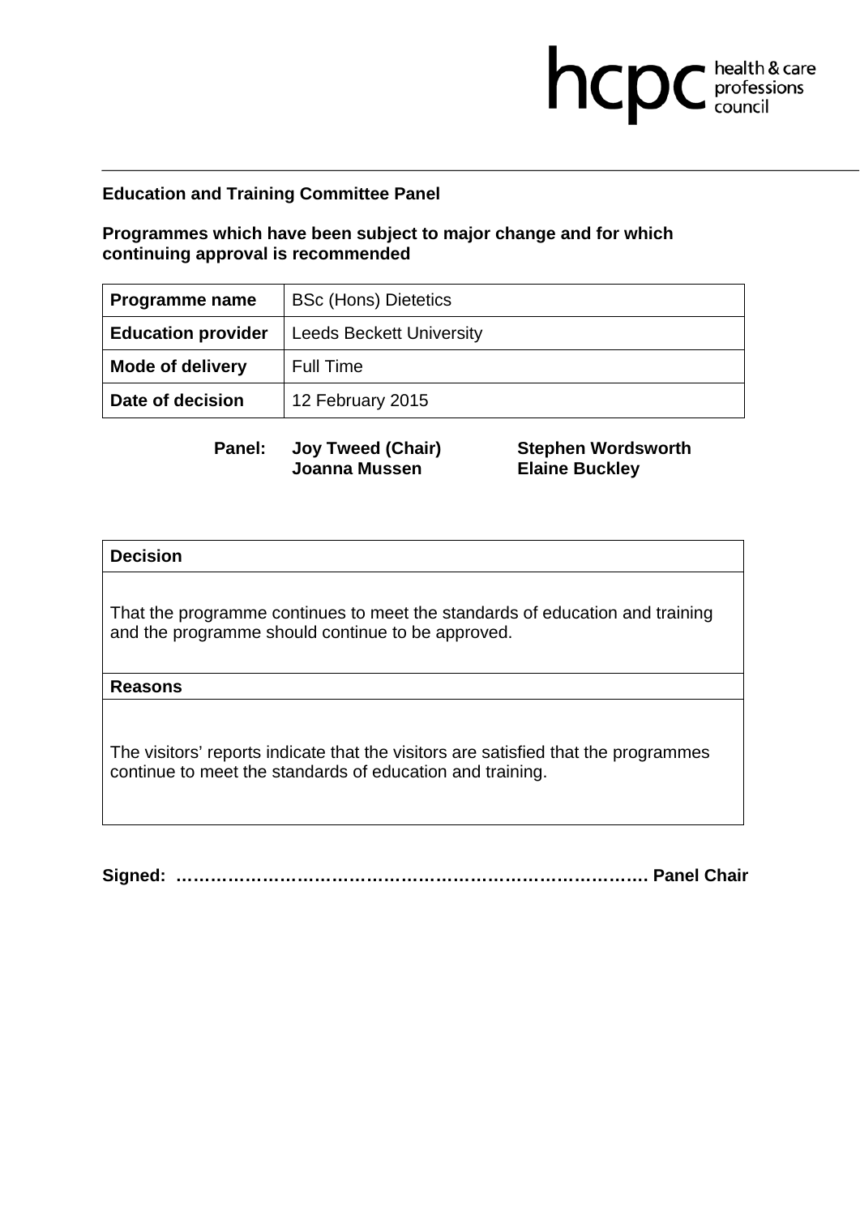**Education and Training Committee Panel**

**Programmes which have been subject to major change and for which continuing approval is recommended**

| **Programme name** | BSc (Hons) Dietetics |
|---|---|
| **Education provider** | Leeds Beckett University |
| **Mode of delivery** | Full Time |
| **Date of decision** | 12 February 2015 |

**Panel:** **Joy Tweed (Chair)** **Stephen Wordsworth** **Joanna Mussen** **Elaine Buckley**

| **Decision** |
|---|
| That the programme continues to meet the standards of education and training and the programme should continue to be approved. |
| **Reasons** |
| The visitors' reports indicate that the visitors are satisfied that the programmes continue to meet the standards of education and training. |

**Signed: ……………………………………………………………………… Panel Chair**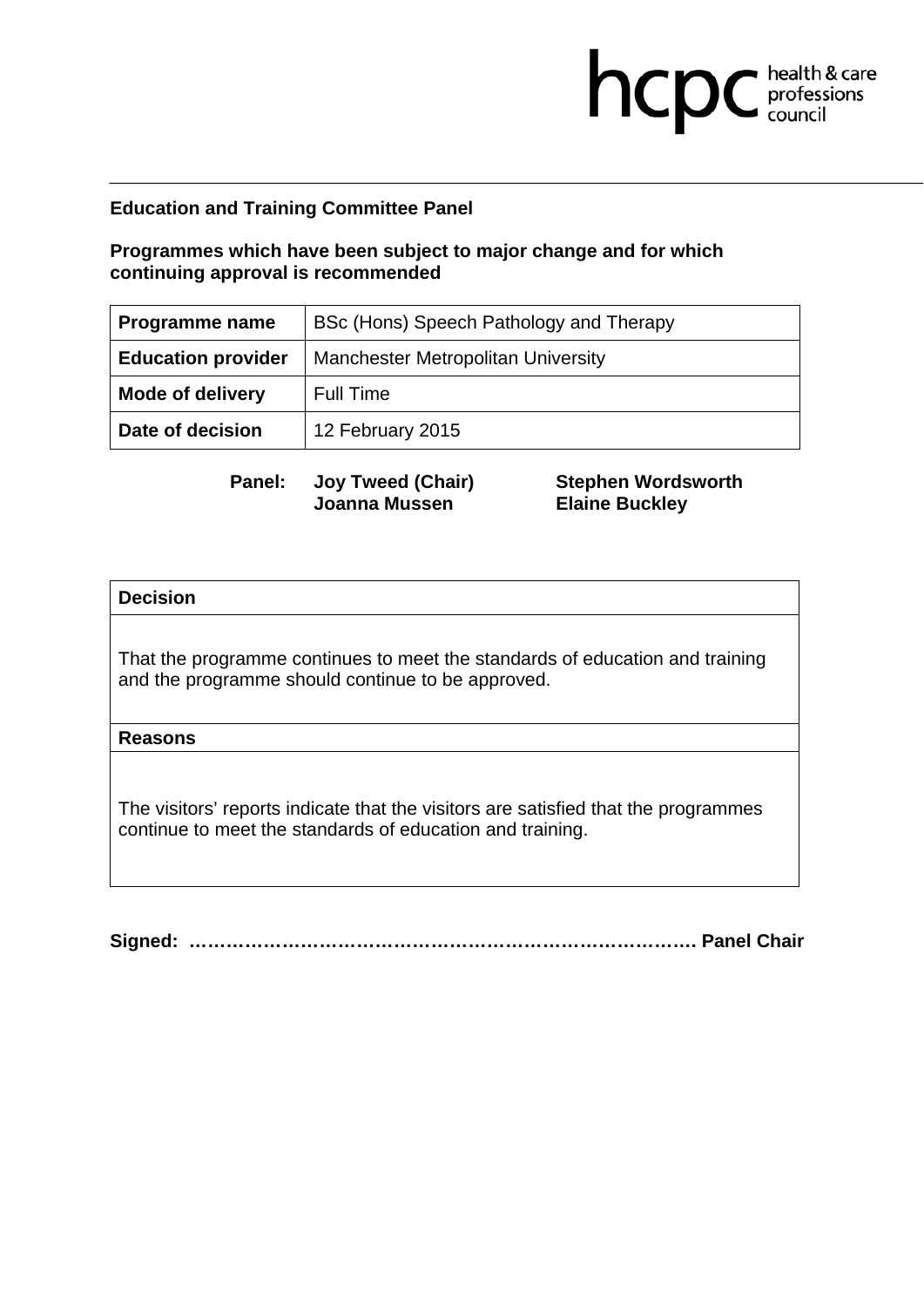**Education and Training Committee Panel**

**Programmes which have been subject to major change and for which continuing approval is recommended**

| **Programme name** | BSc (Hons) Speech Pathology and Therapy |
|---|---|
| **Education provider** | Manchester Metropolitan University |
| **Mode of delivery** | Full Time |
| **Date of decision** | 12 February 2015 |

**Panel:** **Joy Tweed (Chair)** **Stephen Wordsworth** **Joanna Mussen** **Elaine Buckley**

| **Decision** |
|---|
| That the programme continues to meet the standards of education and training and the programme should continue to be approved. |
| **Reasons** |
| The visitors' reports indicate that the visitors are satisfied that the programmes continue to meet the standards of education and training. |

**Signed: …………………………………………………………………… Panel Chair**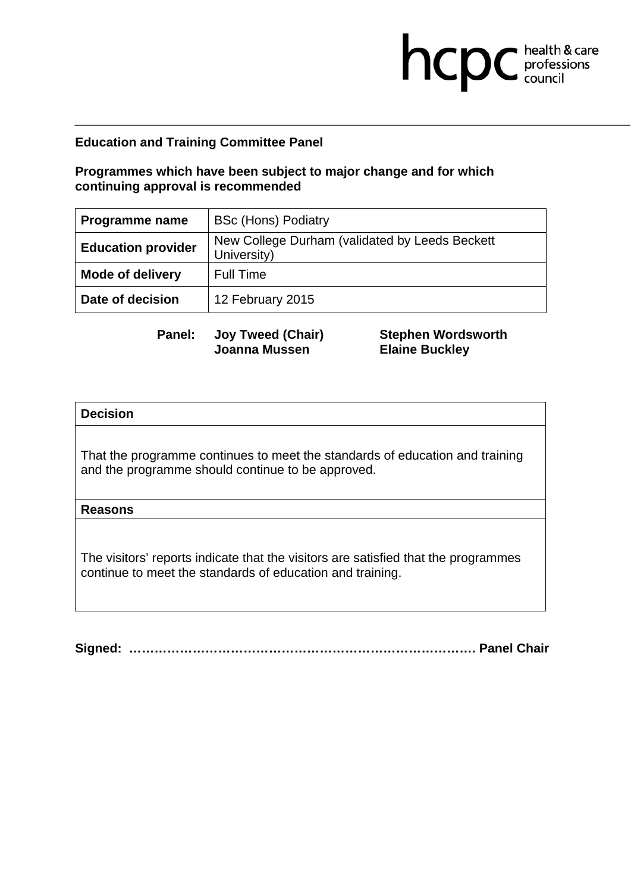**Education and Training Committee Panel**

**Programmes which have been subject to major change and for which continuing approval is recommended**

| **Programme name** | BSc (Hons) Podiatry |
|---|---|
| **Education provider** | New College Durham (validated by Leeds Beckett University) |
| **Mode of delivery** | Full Time |
| **Date of decision** | 12 February 2015 |

**Panel:** **Joy Tweed (Chair)** **Stephen Wordsworth** **Joanna Mussen** **Elaine Buckley**

| **Decision** |
|---|
| That the programme continues to meet the standards of education and training and the programme should continue to be approved. |
| **Reasons** |
| The visitors' reports indicate that the visitors are satisfied that the programmes continue to meet the standards of education and training. |

**Signed: ………………………………………………………………………. Panel Chair**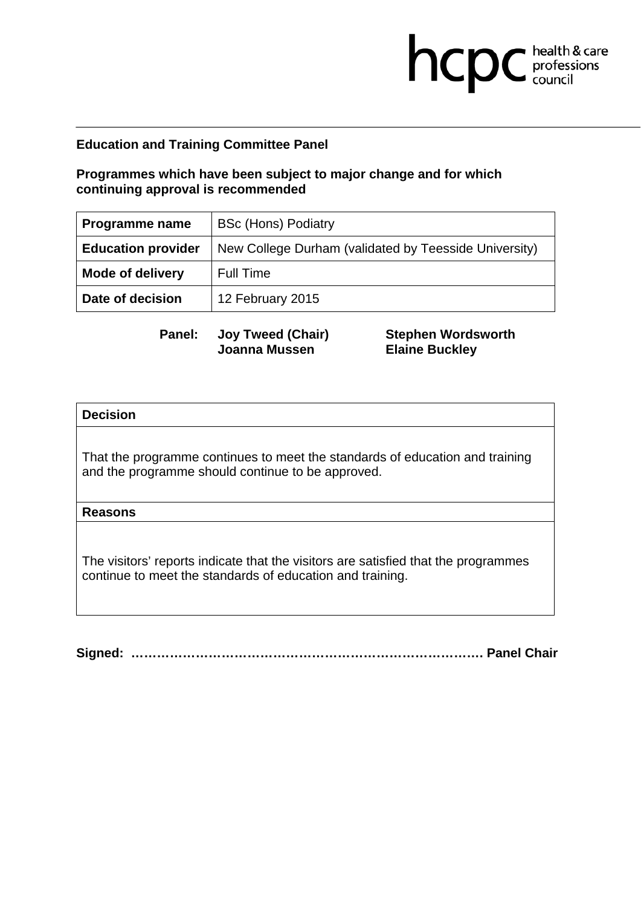**Education and Training Committee Panel**

**Programmes which have been subject to major change and for which continuing approval is recommended**

| **Programme name** | BSc (Hons) Podiatry |
|---|---|
| **Education provider** | New College Durham (validated by Teesside University) |
| **Mode of delivery** | Full Time |
| **Date of decision** | 12 February 2015 |

**Panel:** **Joy Tweed (Chair)** **Stephen Wordsworth**
**Joanna Mussen** **Elaine Buckley**

| **Decision** |
|---|
| That the programme continues to meet the standards of education and training and the programme should continue to be approved. |
| **Reasons** |
| The visitors' reports indicate that the visitors are satisfied that the programmes continue to meet the standards of education and training. |

**Signed: ………………………………………………………………………. Panel Chair**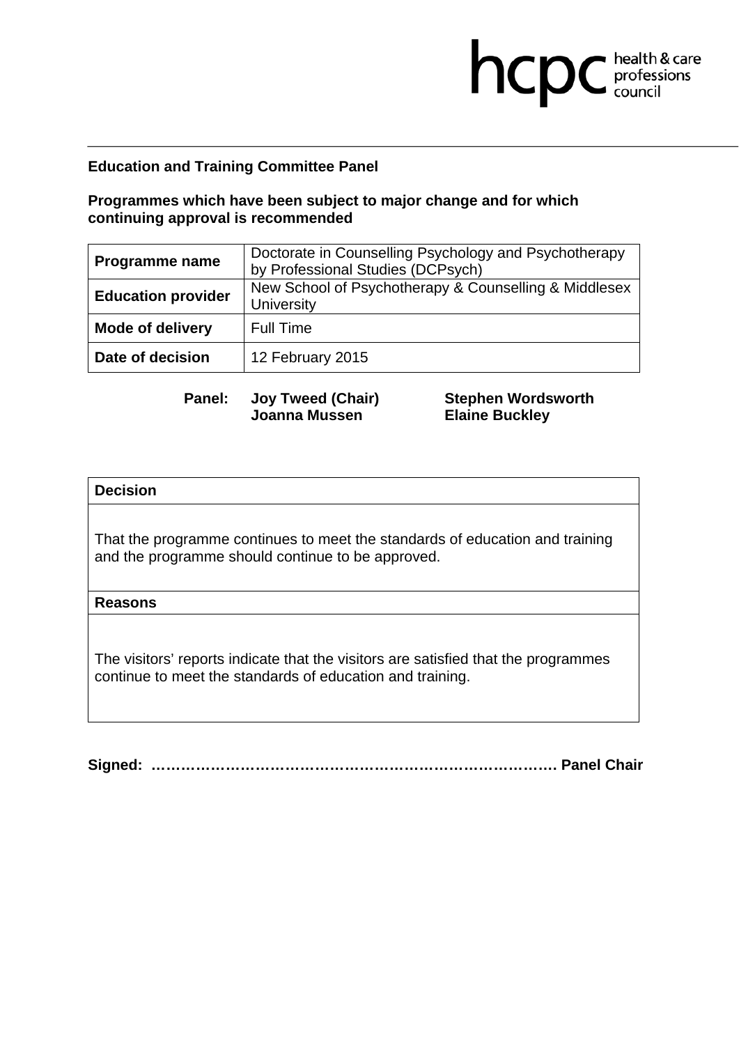hcpc health & care professions council

**Education and Training Committee Panel**

**Programmes which have been subject to major change and for which continuing approval is recommended**

| **Programme name** | Doctorate in Counselling Psychology and Psychotherapy by Professional Studies (DCPsych) |
|---|---|
| **Education provider** | New School of Psychotherapy & Counselling & Middlesex University |
| **Mode of delivery** | Full Time |
| **Date of decision** | 12 February 2015 |

**Panel:** **Joy Tweed (Chair)** **Stephen Wordsworth** **Joanna Mussen** **Elaine Buckley**

| **Decision** |
|---|
| That the programme continues to meet the standards of education and training and the programme should continue to be approved. |
| **Reasons** |
| The visitors' reports indicate that the visitors are satisfied that the programmes continue to meet the standards of education and training. |

**Signed: ………………………………………………………………………. Panel Chair**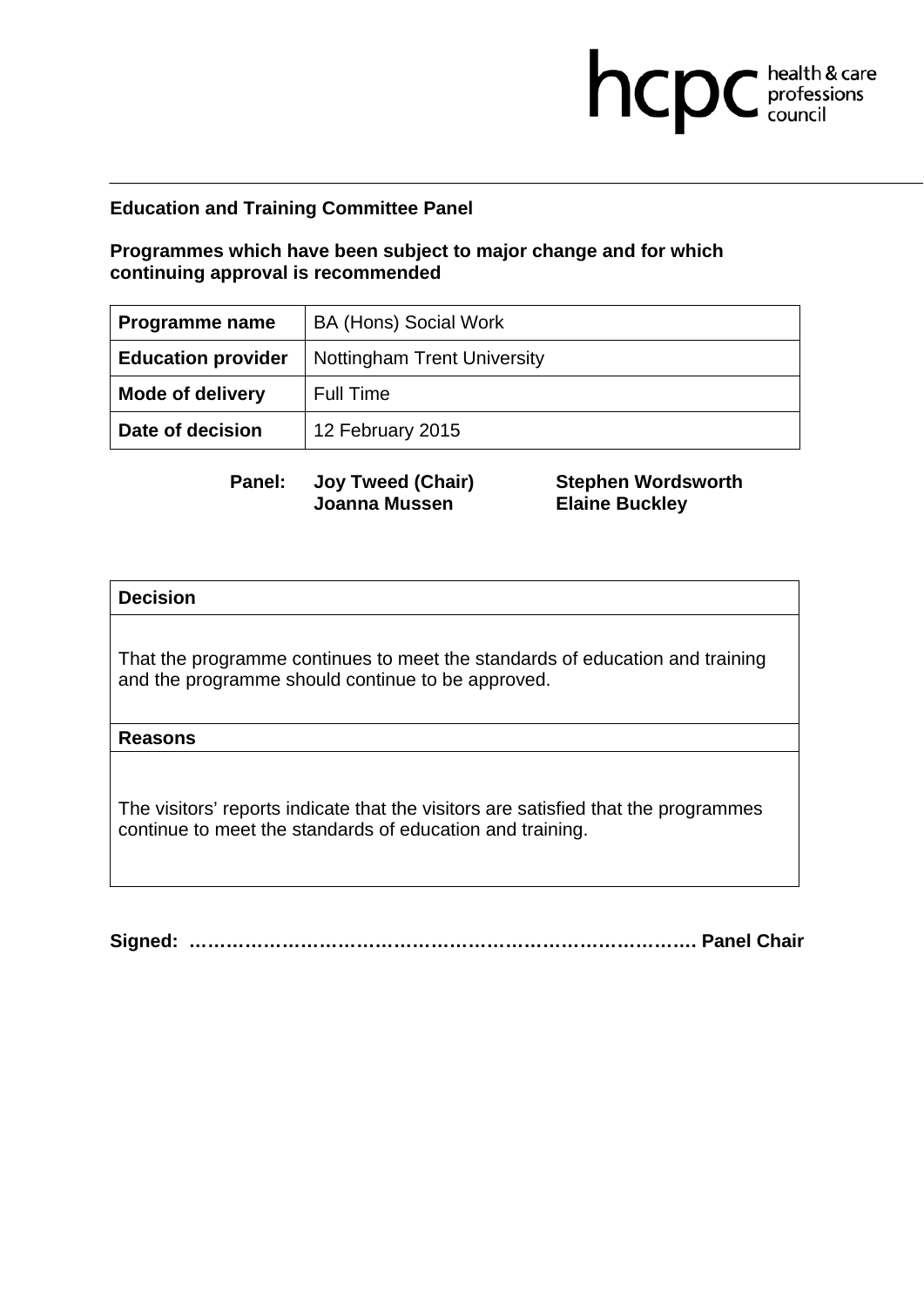**Education and Training Committee Panel**

**Programmes which have been subject to major change and for which continuing approval is recommended**

| **Programme name** | BA (Hons) Social Work |
|---|---|
| **Education provider** | Nottingham Trent University |
| **Mode of delivery** | Full Time |
| **Date of decision** | 12 February 2015 |

**Panel:** **Joy Tweed (Chair)** **Stephen Wordsworth** **Joanna Mussen** **Elaine Buckley**

| **Decision** |
|---|
| That the programme continues to meet the standards of education and training and the programme should continue to be approved. |
| **Reasons** |
| The visitors' reports indicate that the visitors are satisfied that the programmes continue to meet the standards of education and training. |

**Signed: ………………………………………………………………………… Panel Chair**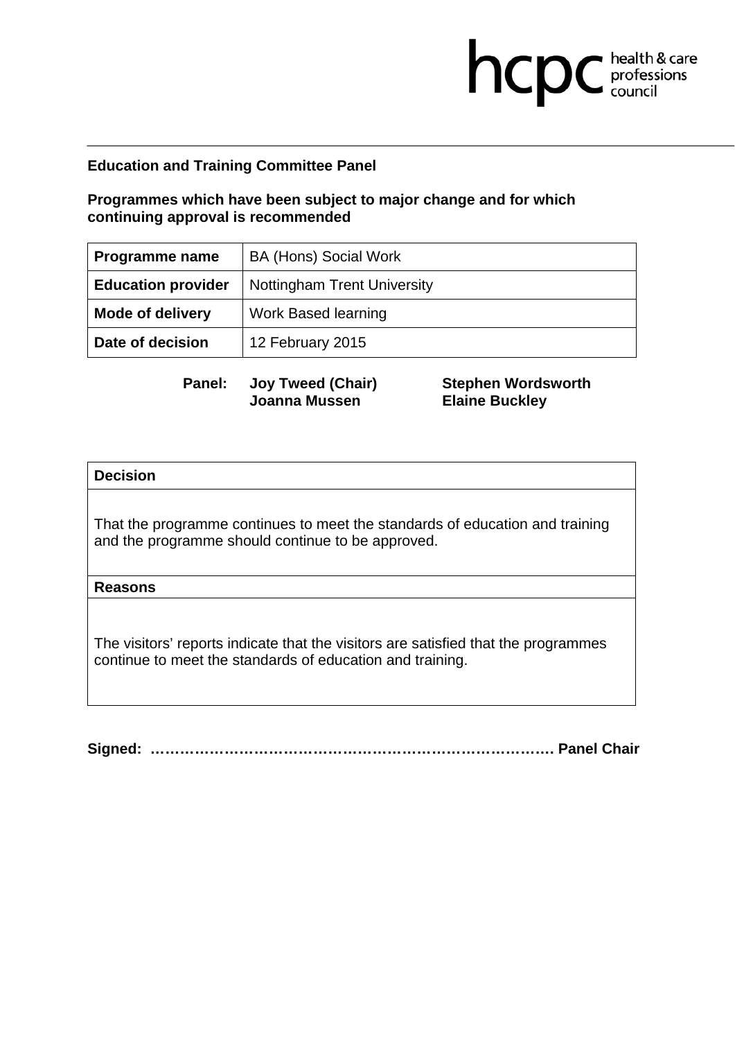**Education and Training Committee Panel**

**Programmes which have been subject to major change and for which continuing approval is recommended**

| **Programme name** | BA (Hons) Social Work |
|---|---|
| **Education provider** | Nottingham Trent University |
| **Mode of delivery** | Work Based learning |
| **Date of decision** | 12 February 2015 |

**Panel:** **Joy Tweed (Chair)** **Stephen Wordsworth** **Joanna Mussen** **Elaine Buckley**

| **Decision** |
|---|
| That the programme continues to meet the standards of education and training and the programme should continue to be approved. |
| **Reasons** |
| The visitors' reports indicate that the visitors are satisfied that the programmes continue to meet the standards of education and training. |

**Signed: ……………………………………………………………………… Panel Chair**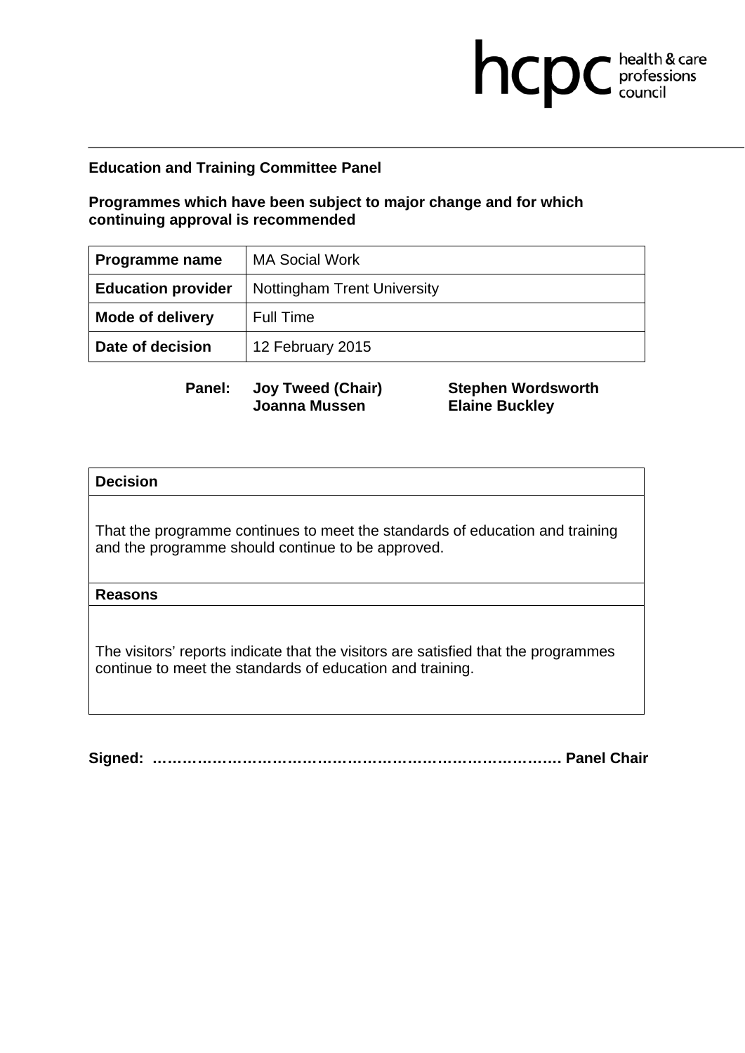**Education and Training Committee Panel**

**Programmes which have been subject to major change and for which continuing approval is recommended**

| **Programme name** | MA Social Work |
|---|---|
| **Education provider** | Nottingham Trent University |
| **Mode of delivery** | Full Time |
| **Date of decision** | 12 February 2015 |

**Panel:** **Joy Tweed (Chair)** **Stephen Wordsworth**
**Joanna Mussen** **Elaine Buckley**

| **Decision** |
|---|
| That the programme continues to meet the standards of education and training and the programme should continue to be approved. |
| **Reasons** |
| The visitors' reports indicate that the visitors are satisfied that the programmes continue to meet the standards of education and training. |

**Signed: ……………………………………………………………………… Panel Chair**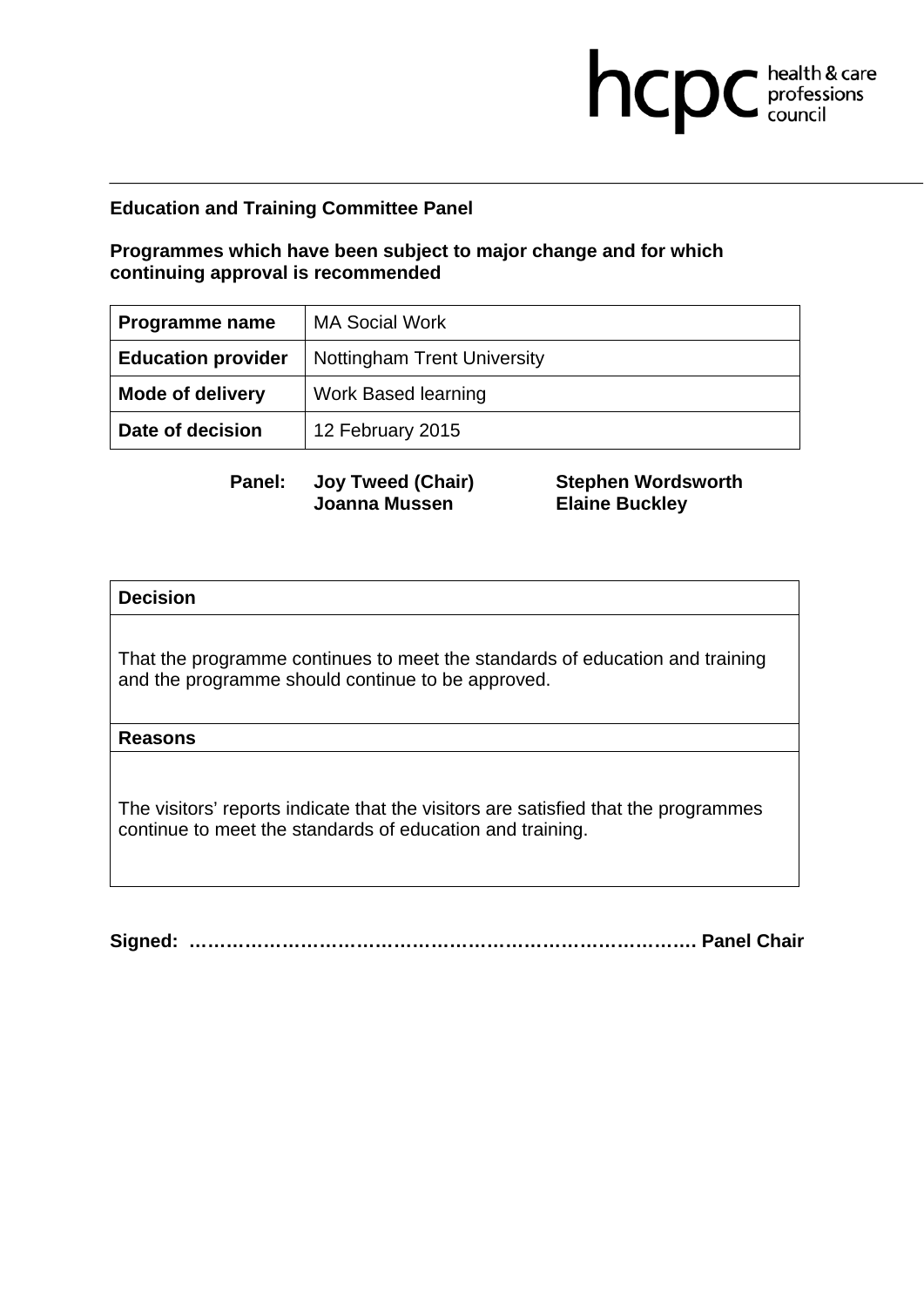**Education and Training Committee Panel**

**Programmes which have been subject to major change and for which continuing approval is recommended**

| **Programme name** | MA Social Work |
|---|---|
| **Education provider** | Nottingham Trent University |
| **Mode of delivery** | Work Based learning |
| **Date of decision** | 12 February 2015 |

**Panel:** **Joy Tweed (Chair)** **Stephen Wordsworth** **Joanna Mussen** **Elaine Buckley**

| **Decision** |
|---|
| That the programme continues to meet the standards of education and training and the programme should continue to be approved. |
| **Reasons** |
| The visitors' reports indicate that the visitors are satisfied that the programmes continue to meet the standards of education and training. |

**Signed: ……………………………………………………………………… Panel Chair**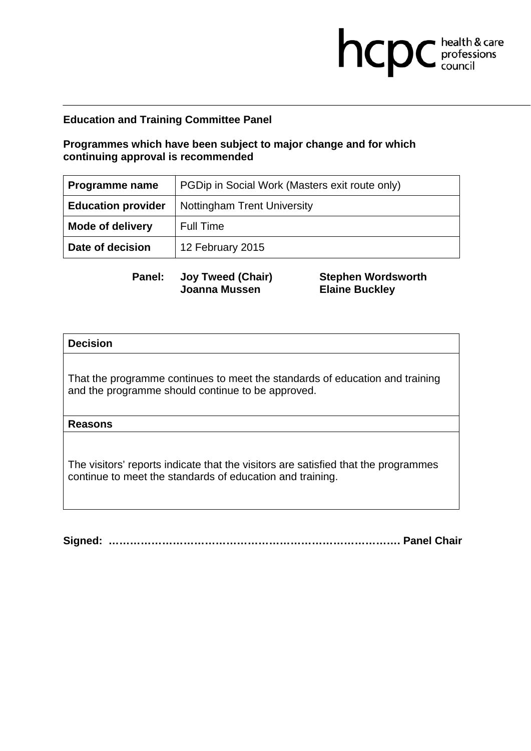hcpc health & care professions council

**Education and Training Committee Panel**

**Programmes which have been subject to major change and for which continuing approval is recommended**

| **Programme name** | PGDip in Social Work (Masters exit route only) |
|---|---|
| **Education provider** | Nottingham Trent University |
| **Mode of delivery** | Full Time |
| **Date of decision** | 12 February 2015 |

**Panel:** **Joy Tweed (Chair)** **Stephen Wordsworth** **Joanna Mussen** **Elaine Buckley**

| **Decision** |
|---|
| That the programme continues to meet the standards of education and training and the programme should continue to be approved. |
| **Reasons** |
| The visitors' reports indicate that the visitors are satisfied that the programmes continue to meet the standards of education and training. |

**Signed: ……………………………………………………………………… Panel Chair**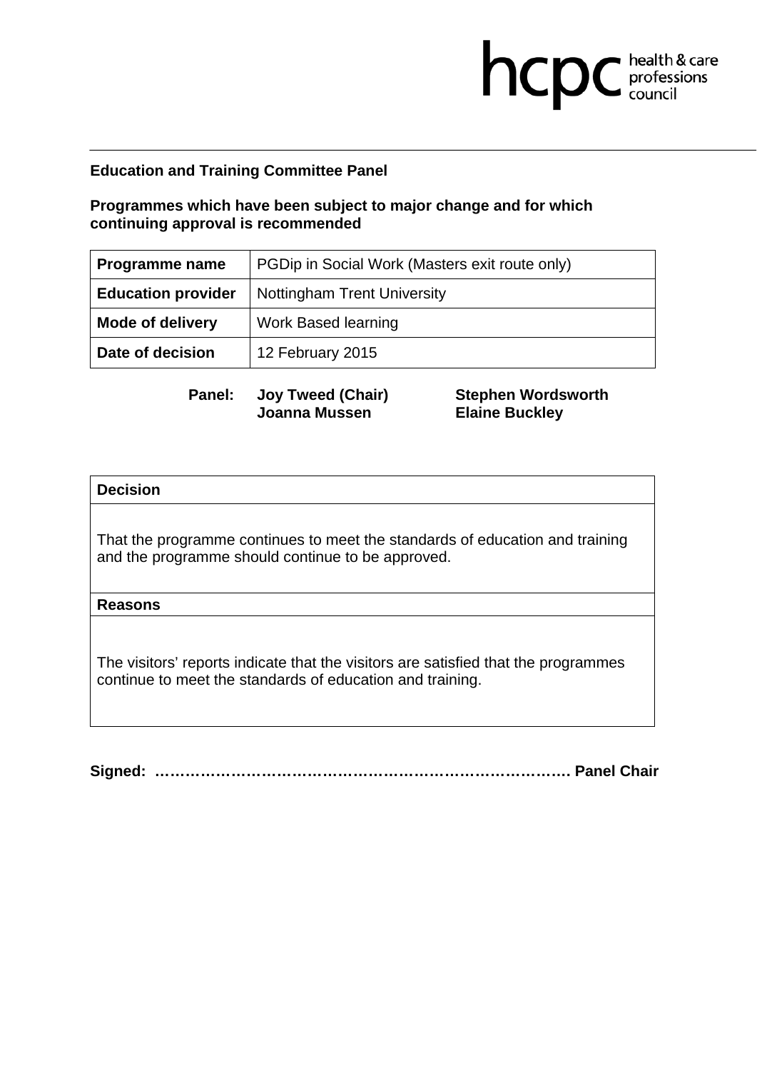**Education and Training Committee Panel**

**Programmes which have been subject to major change and for which continuing approval is recommended**

| **Programme name** | PGDip in Social Work (Masters exit route only) |
|---|---|
| **Education provider** | Nottingham Trent University |
| **Mode of delivery** | Work Based learning |
| **Date of decision** | 12 February 2015 |

**Panel:** **Joy Tweed (Chair)** **Stephen Wordsworth** **Joanna Mussen** **Elaine Buckley**

| **Decision** |
|---|
| That the programme continues to meet the standards of education and training and the programme should continue to be approved. |
| **Reasons** |
| The visitors' reports indicate that the visitors are satisfied that the programmes continue to meet the standards of education and training. |

**Signed: ……………………………………………………………………… Panel Chair**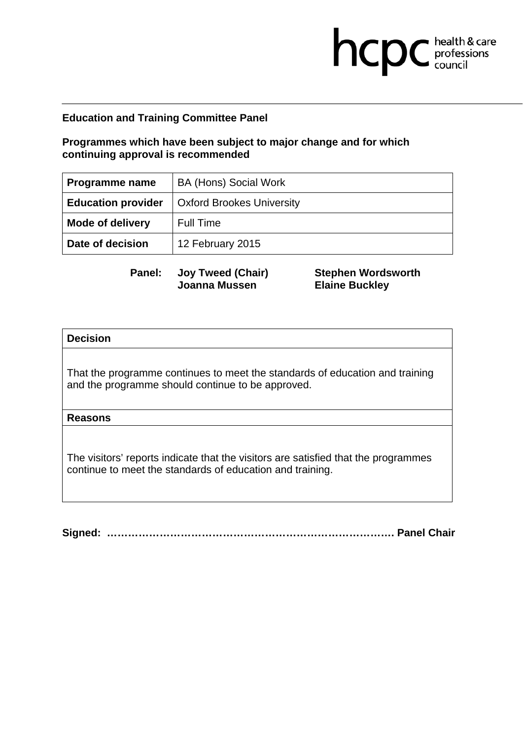**Education and Training Committee Panel**

**Programmes which have been subject to major change and for which continuing approval is recommended**

| **Programme name** | BA (Hons) Social Work |
|---|---|
| **Education provider** | Oxford Brookes University |
| **Mode of delivery** | Full Time |
| **Date of decision** | 12 February 2015 |

**Panel:** **Joy Tweed (Chair)** **Stephen Wordsworth**
**Joanna Mussen** **Elaine Buckley**

| **Decision** |
|---|
| That the programme continues to meet the standards of education and training and the programme should continue to be approved. |
| **Reasons** |
| The visitors' reports indicate that the visitors are satisfied that the programmes continue to meet the standards of education and training. |

**Signed: ………………………………………………………………………. Panel Chair**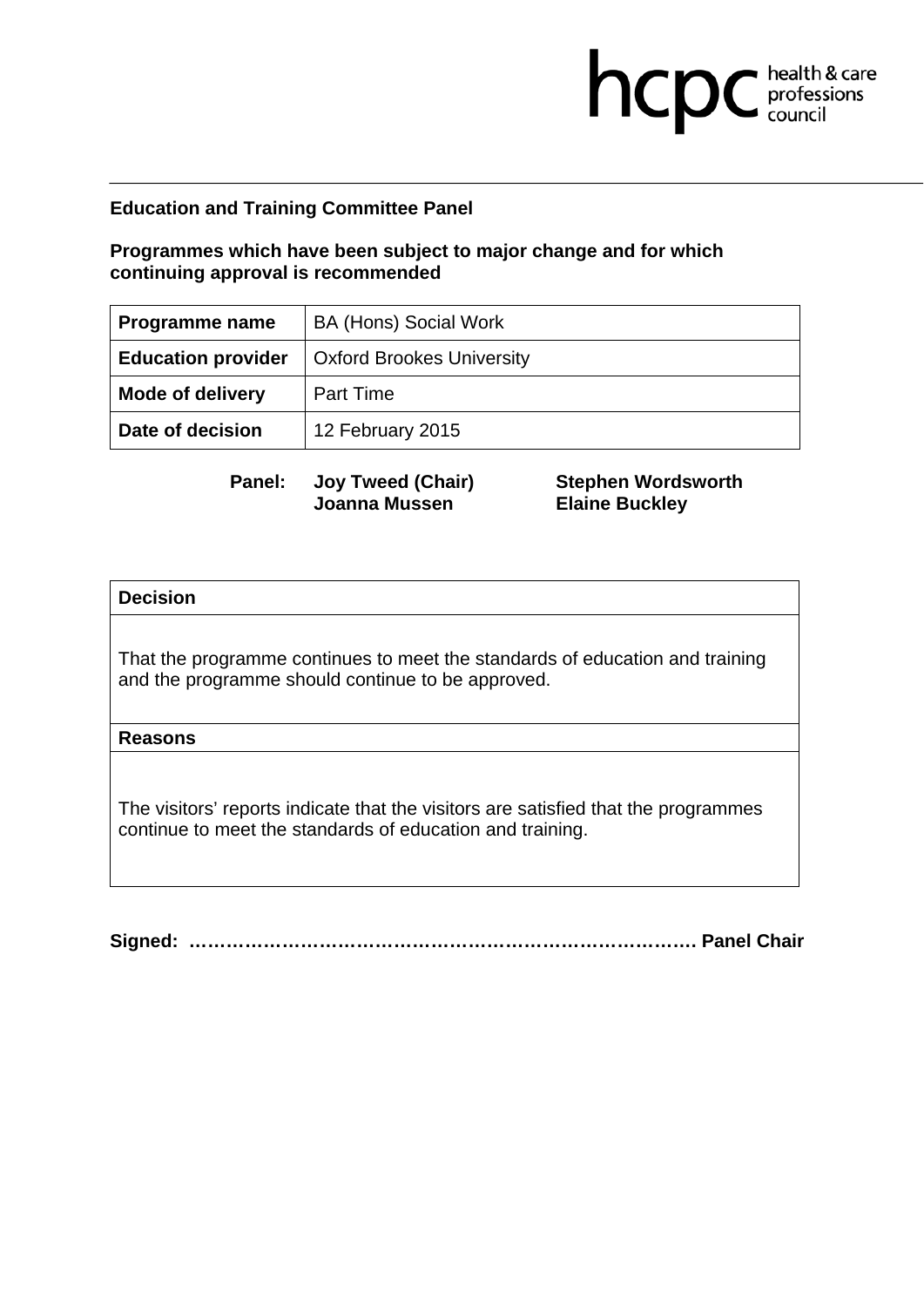**Education and Training Committee Panel**

**Programmes which have been subject to major change and for which continuing approval is recommended**

| **Programme name** | BA (Hons) Social Work |
|---|---|
| **Education provider** | Oxford Brookes University |
| **Mode of delivery** | Part Time |
| **Date of decision** | 12 February 2015 |

**Panel:** **Joy Tweed (Chair)** **Stephen Wordsworth** **Joanna Mussen** **Elaine Buckley**

| **Decision** |
|---|
| That the programme continues to meet the standards of education and training and the programme should continue to be approved. |
| **Reasons** |
| The visitors' reports indicate that the visitors are satisfied that the programmes continue to meet the standards of education and training. |

**Signed: ……………………………………………………………………… Panel Chair**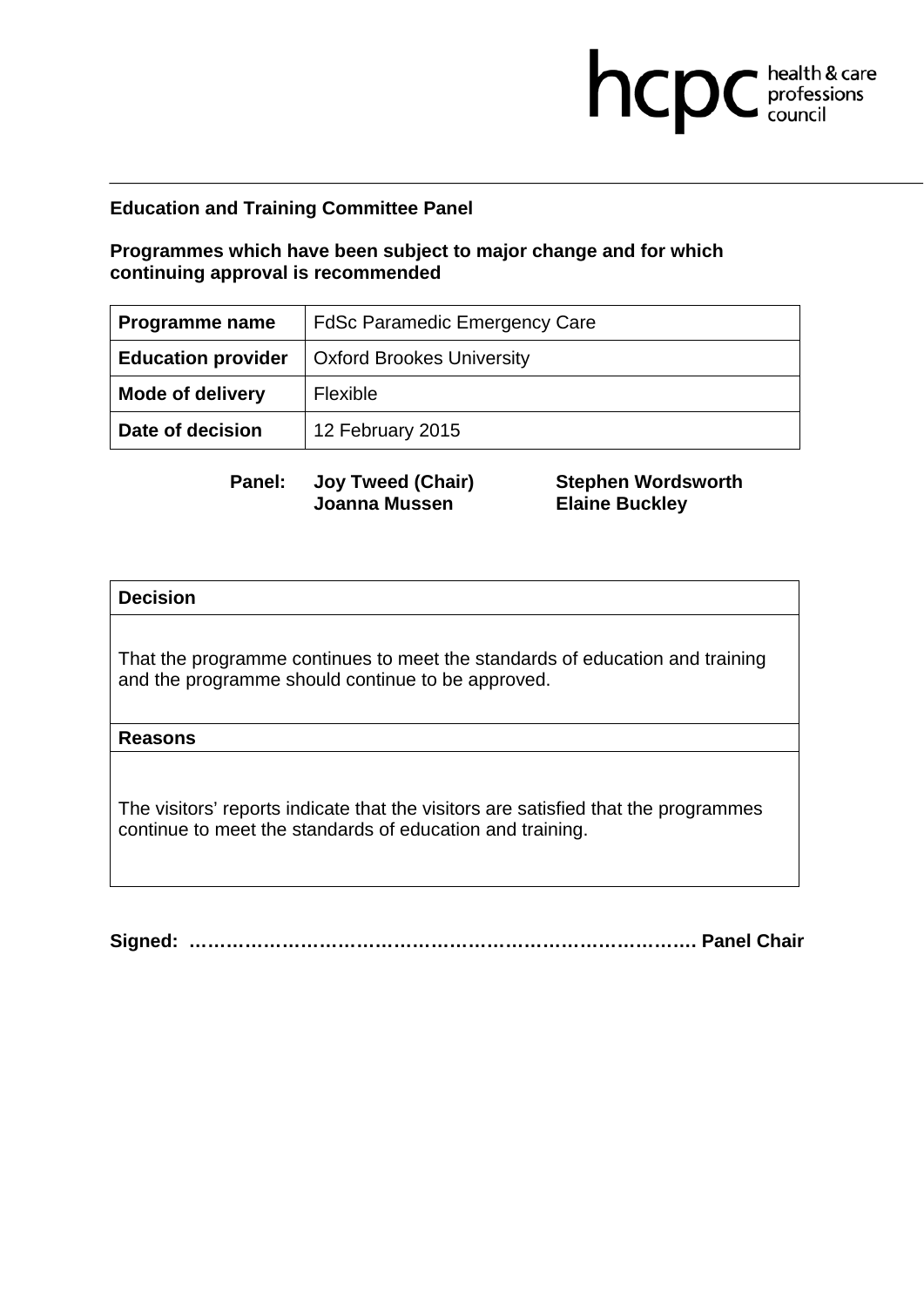**Education and Training Committee Panel**

**Programmes which have been subject to major change and for which continuing approval is recommended**

| **Programme name** | FdSc Paramedic Emergency Care |
|---|---|
| **Education provider** | Oxford Brookes University |
| **Mode of delivery** | Flexible |
| **Date of decision** | 12 February 2015 |

**Panel:** **Joy Tweed (Chair)**, **Joanna Mussen**, **Stephen Wordsworth**, **Elaine Buckley**

| **Decision** |
|---|
| That the programme continues to meet the standards of education and training and the programme should continue to be approved. |
| **Reasons** |
| The visitors' reports indicate that the visitors are satisfied that the programmes continue to meet the standards of education and training. |

**Signed: ……………………………………………………………………… Panel Chair**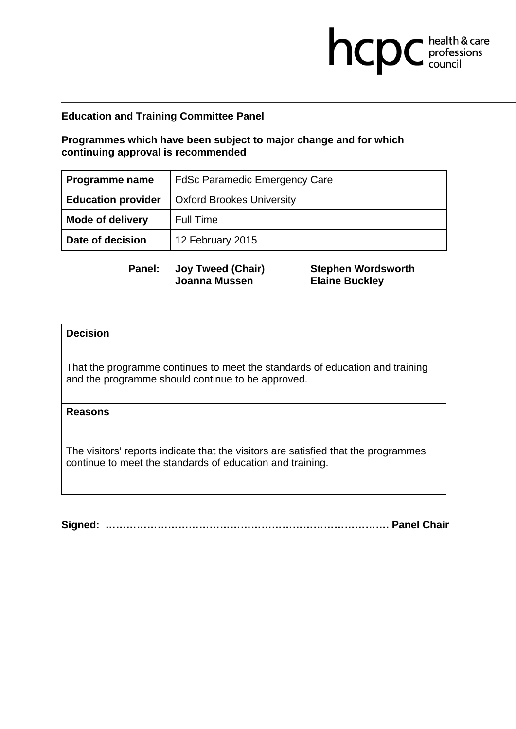**Education and Training Committee Panel**

**Programmes which have been subject to major change and for which continuing approval is recommended**

| **Programme name** | FdSc Paramedic Emergency Care |
|---|---|
| **Education provider** | Oxford Brookes University |
| **Mode of delivery** | Full Time |
| **Date of decision** | 12 February 2015 |

**Panel:** **Joy Tweed (Chair)** **Stephen Wordsworth** **Joanna Mussen** **Elaine Buckley**

| **Decision** |
|---|
| That the programme continues to meet the standards of education and training and the programme should continue to be approved. |
| **Reasons** |
| The visitors' reports indicate that the visitors are satisfied that the programmes continue to meet the standards of education and training. |

**Signed: ……………………………………………………………………… Panel Chair**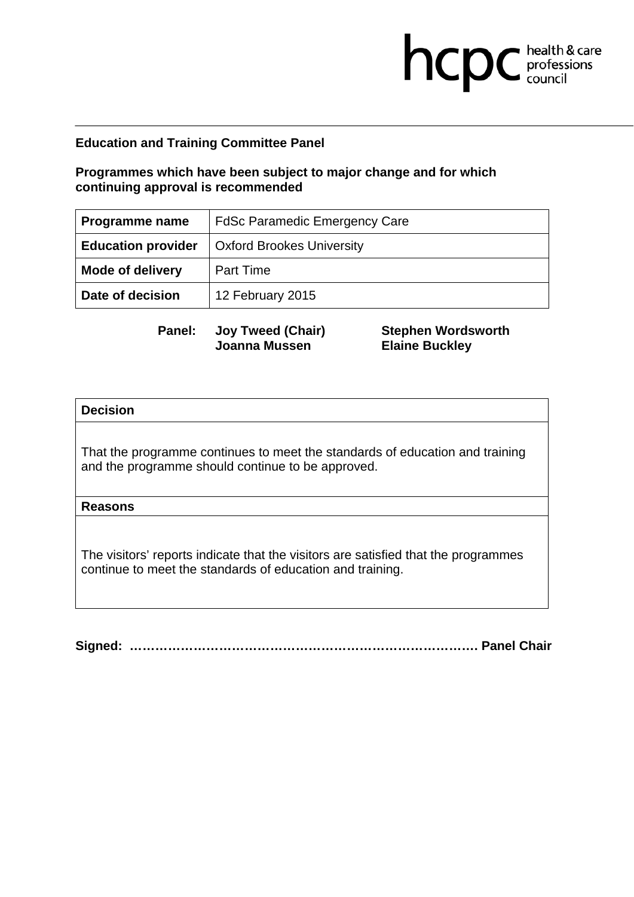**Education and Training Committee Panel**

**Programmes which have been subject to major change and for which continuing approval is recommended**

| **Programme name** | FdSc Paramedic Emergency Care |
|---|---|
| **Education provider** | Oxford Brookes University |
| **Mode of delivery** | Part Time |
| **Date of decision** | 12 February 2015 |

**Panel:** **Joy Tweed (Chair)** **Stephen Wordsworth** **Joanna Mussen** **Elaine Buckley**

| **Decision** |
|---|
| That the programme continues to meet the standards of education and training and the programme should continue to be approved. |
| **Reasons** |
| The visitors' reports indicate that the visitors are satisfied that the programmes continue to meet the standards of education and training. |

**Signed: …………………………………………………………………… Panel Chair**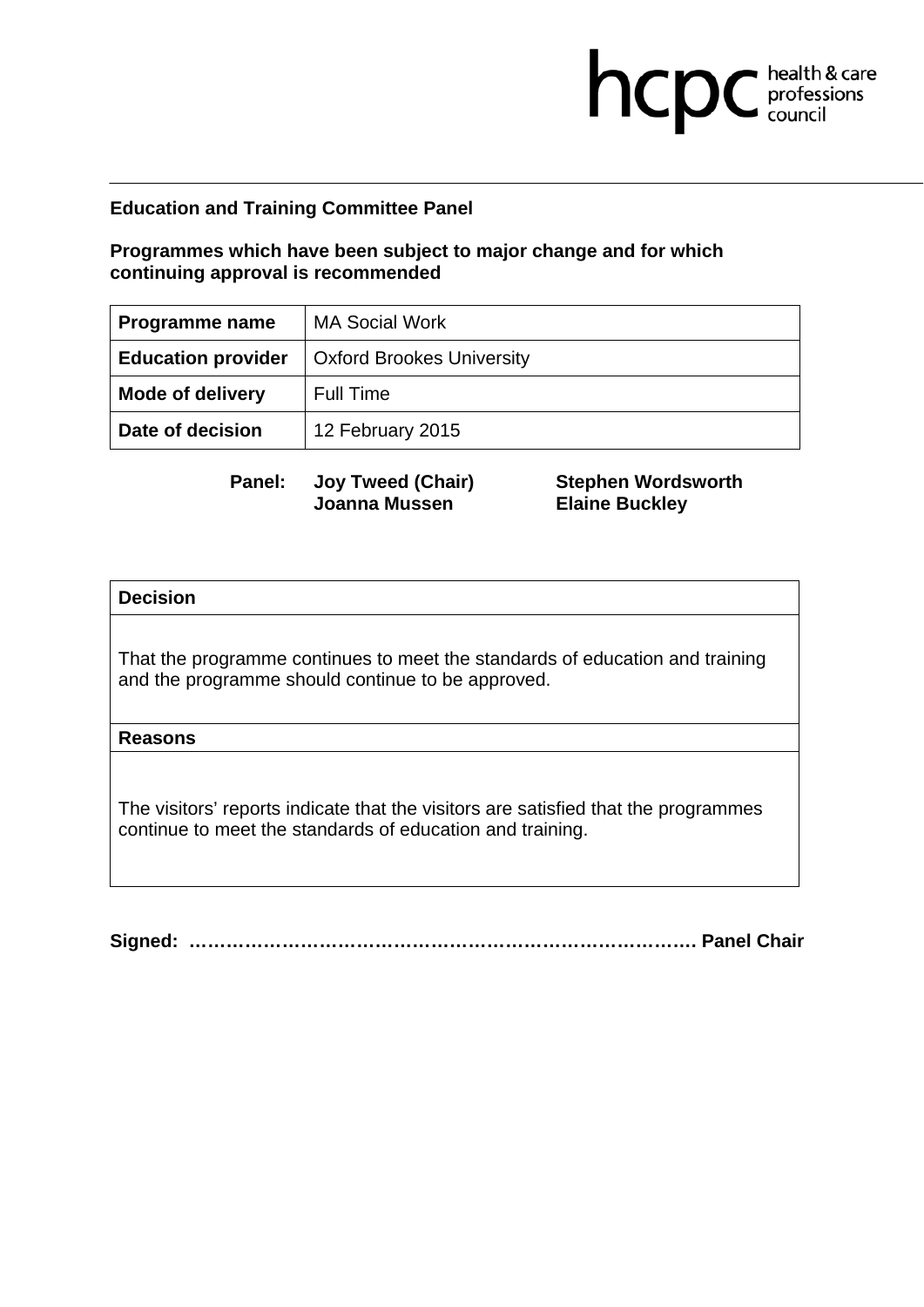**Education and Training Committee Panel**

**Programmes which have been subject to major change and for which continuing approval is recommended**

| **Programme name** | MA Social Work |
|---|---|
| **Education provider** | Oxford Brookes University |
| **Mode of delivery** | Full Time |
| **Date of decision** | 12 February 2015 |

**Panel:** **Joy Tweed (Chair)** **Stephen Wordsworth** **Joanna Mussen** **Elaine Buckley**

| **Decision** |
|---|
| That the programme continues to meet the standards of education and training and the programme should continue to be approved. |
| **Reasons** |
| The visitors' reports indicate that the visitors are satisfied that the programmes continue to meet the standards of education and training. |

**Signed: ……………………………………………………………………… Panel Chair**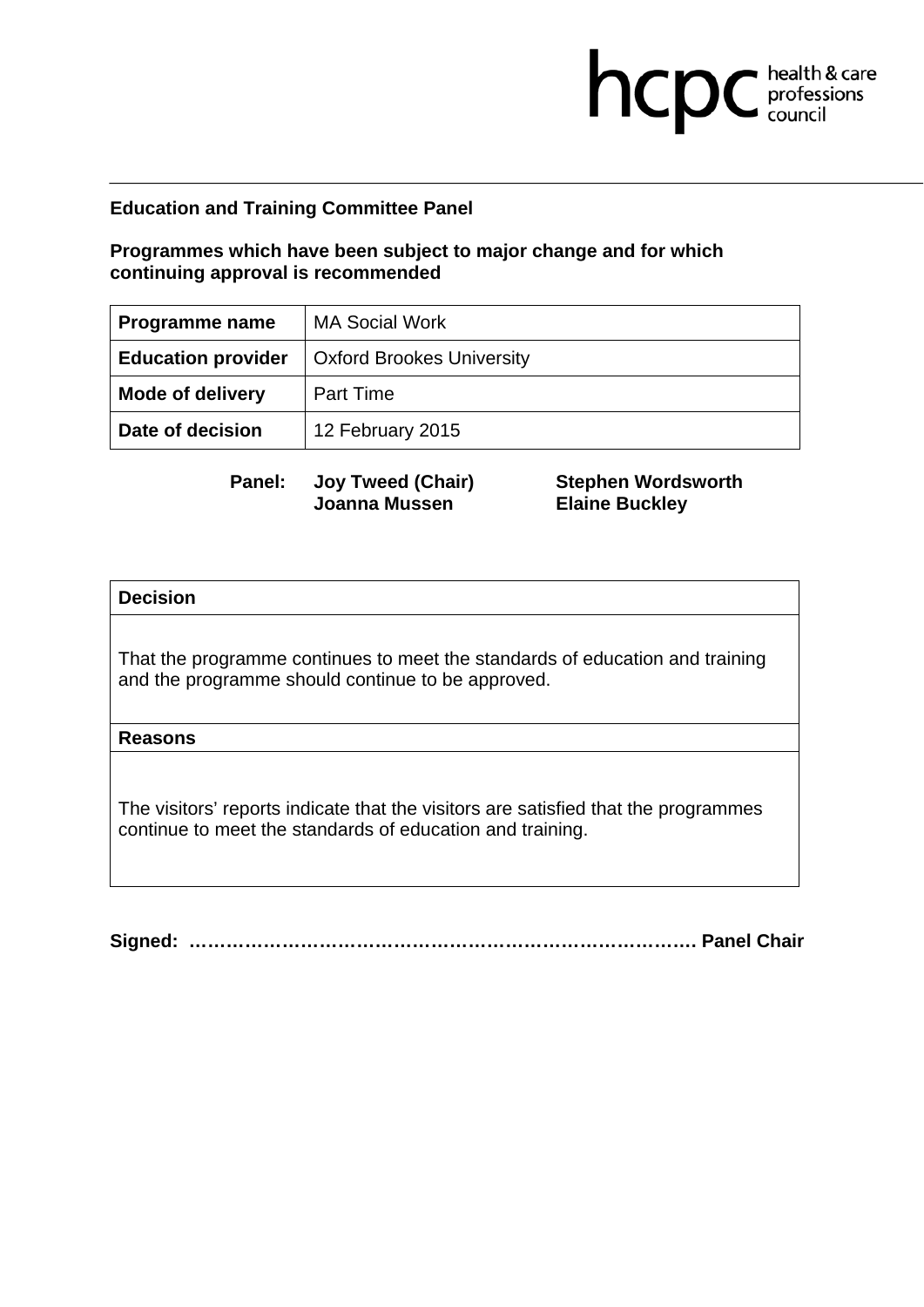**Education and Training Committee Panel**

**Programmes which have been subject to major change and for which continuing approval is recommended**

| **Programme name** | MA Social Work |
|---|---|
| **Education provider** | Oxford Brookes University |
| **Mode of delivery** | Part Time |
| **Date of decision** | 12 February 2015 |

**Panel:** **Joy Tweed (Chair)** **Stephen Wordsworth** **Joanna Mussen** **Elaine Buckley**

| **Decision** |
|---|
| That the programme continues to meet the standards of education and training and the programme should continue to be approved. |
| **Reasons** |
| The visitors' reports indicate that the visitors are satisfied that the programmes continue to meet the standards of education and training. |

**Signed: ……………………………………………………………………… Panel Chair**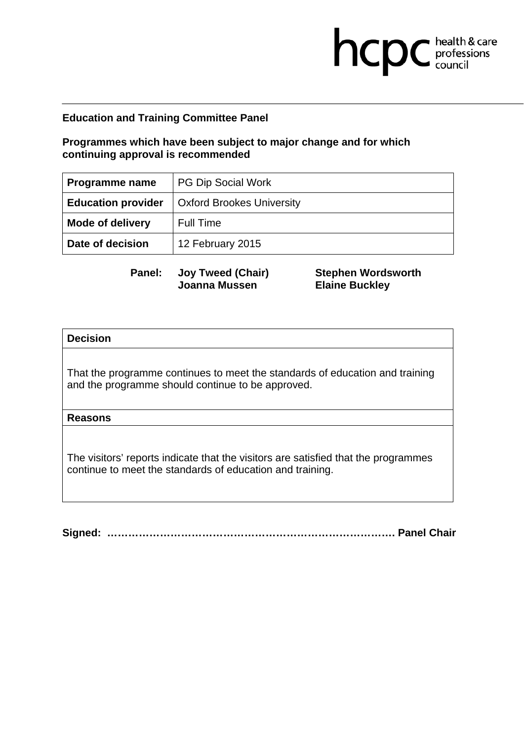**Education and Training Committee Panel**

**Programmes which have been subject to major change and for which continuing approval is recommended**

| **Programme name** | PG Dip Social Work |
|---|---|
| **Education provider** | Oxford Brookes University |
| **Mode of delivery** | Full Time |
| **Date of decision** | 12 February 2015 |

**Panel:** **Joy Tweed (Chair)** **Stephen Wordsworth** **Joanna Mussen** **Elaine Buckley**

| **Decision** |
|---|
| That the programme continues to meet the standards of education and training and the programme should continue to be approved. |
| **Reasons** |
| The visitors' reports indicate that the visitors are satisfied that the programmes continue to meet the standards of education and training. |

**Signed: ………………………………………………………………………. Panel Chair**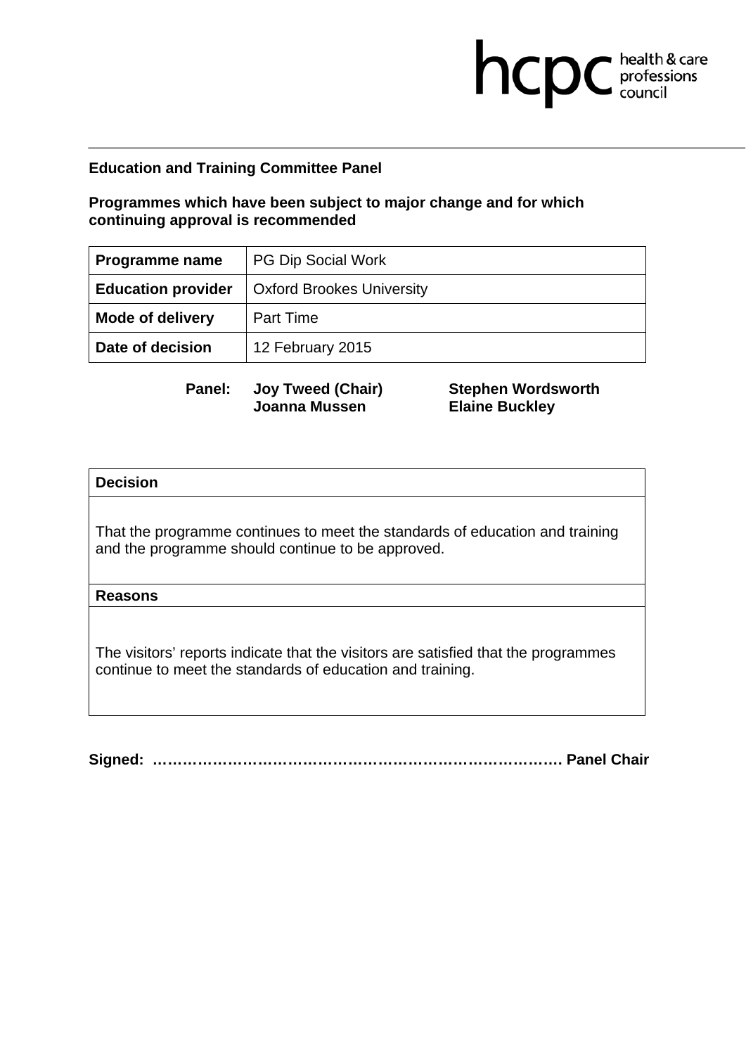**Education and Training Committee Panel**

**Programmes which have been subject to major change and for which continuing approval is recommended**

| **Programme name** | PG Dip Social Work |
|---|---|
| **Education provider** | Oxford Brookes University |
| **Mode of delivery** | Part Time |
| **Date of decision** | 12 February 2015 |

**Panel:** **Joy Tweed (Chair)** **Stephen Wordsworth**
**Joanna Mussen** **Elaine Buckley**

| **Decision** |
|---|
| That the programme continues to meet the standards of education and training and the programme should continue to be approved. |
| **Reasons** |
| The visitors' reports indicate that the visitors are satisfied that the programmes continue to meet the standards of education and training. |

**Signed: ……………………………………………………………………… Panel Chair**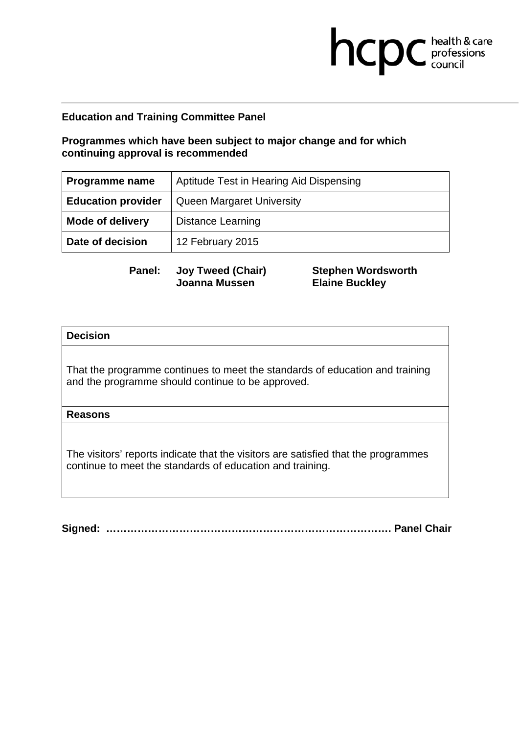**Education and Training Committee Panel**

**Programmes which have been subject to major change and for which continuing approval is recommended**

| **Programme name** | Aptitude Test in Hearing Aid Dispensing |
|---|---|
| **Education provider** | Queen Margaret University |
| **Mode of delivery** | Distance Learning |
| **Date of decision** | 12 February 2015 |

**Panel:** **Joy Tweed (Chair)** **Stephen Wordsworth** **Joanna Mussen** **Elaine Buckley**

| **Decision** |
|---|
| That the programme continues to meet the standards of education and training and the programme should continue to be approved. |
| **Reasons** |
| The visitors' reports indicate that the visitors are satisfied that the programmes continue to meet the standards of education and training. |

**Signed: ……………………………………………………………………… Panel Chair**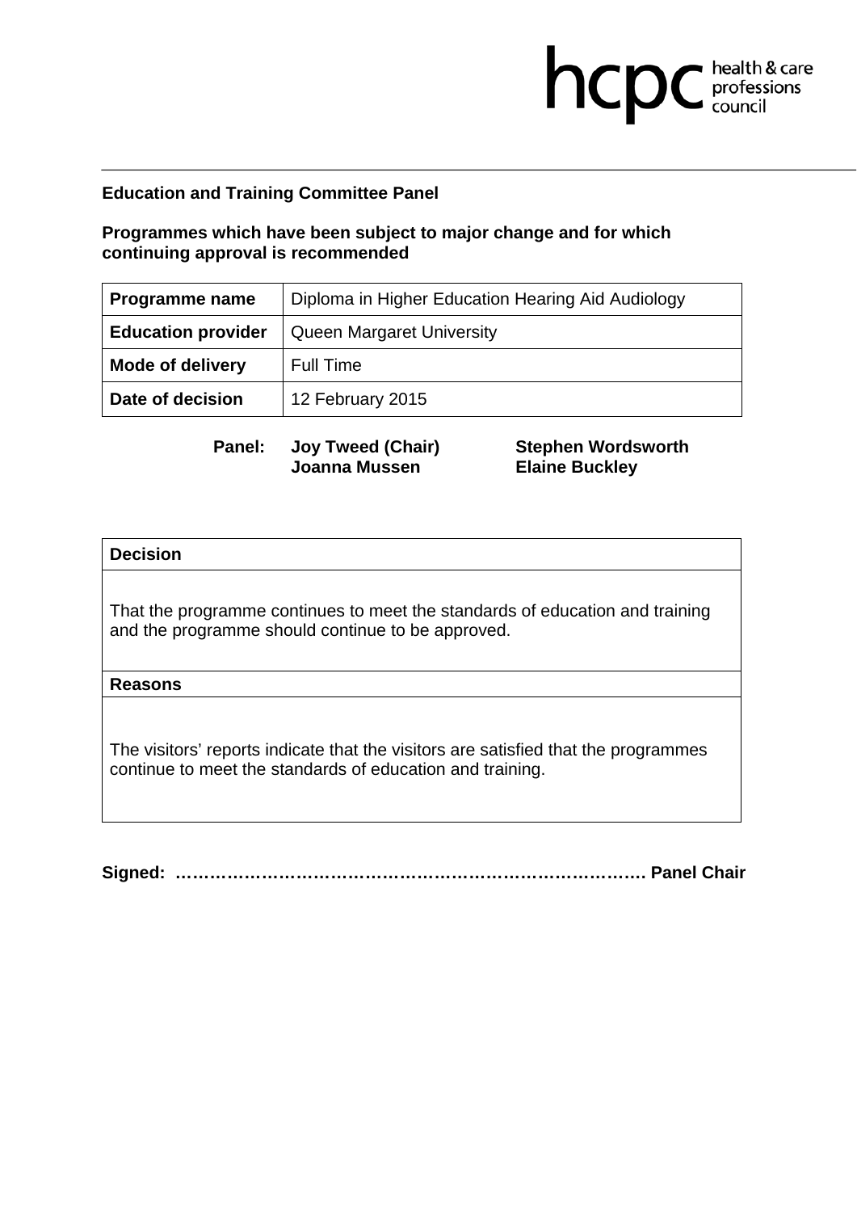**Education and Training Committee Panel**

**Programmes which have been subject to major change and for which continuing approval is recommended**

| **Programme name** | Diploma in Higher Education Hearing Aid Audiology |
|---|---|
| **Education provider** | Queen Margaret University |
| **Mode of delivery** | Full Time |
| **Date of decision** | 12 February 2015 |

**Panel:** **Joy Tweed (Chair)** **Stephen Wordsworth**
**Joanna Mussen** **Elaine Buckley**

| **Decision** |
|---|
| That the programme continues to meet the standards of education and training and the programme should continue to be approved. |
| **Reasons** |
| The visitors' reports indicate that the visitors are satisfied that the programmes continue to meet the standards of education and training. |

**Signed: ……………………………………………………………………… Panel Chair**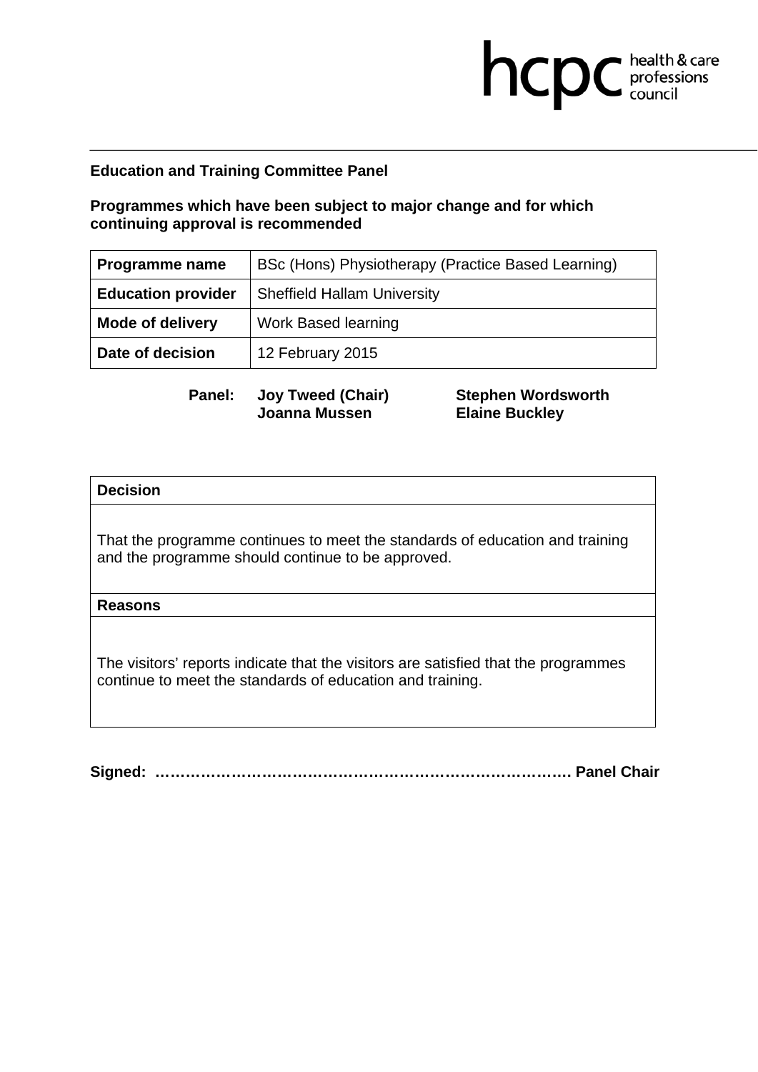**Education and Training Committee Panel**

**Programmes which have been subject to major change and for which continuing approval is recommended**

| **Programme name** | BSc (Hons) Physiotherapy (Practice Based Learning) |
|---|---|
| **Education provider** | Sheffield Hallam University |
| **Mode of delivery** | Work Based learning |
| **Date of decision** | 12 February 2015 |

**Panel:** **Joy Tweed (Chair)** **Stephen Wordsworth** **Joanna Mussen** **Elaine Buckley**

| **Decision** |
|---|
| That the programme continues to meet the standards of education and training and the programme should continue to be approved. |
| **Reasons** |
| The visitors' reports indicate that the visitors are satisfied that the programmes continue to meet the standards of education and training. |

**Signed: …………………………………………………………………… Panel Chair**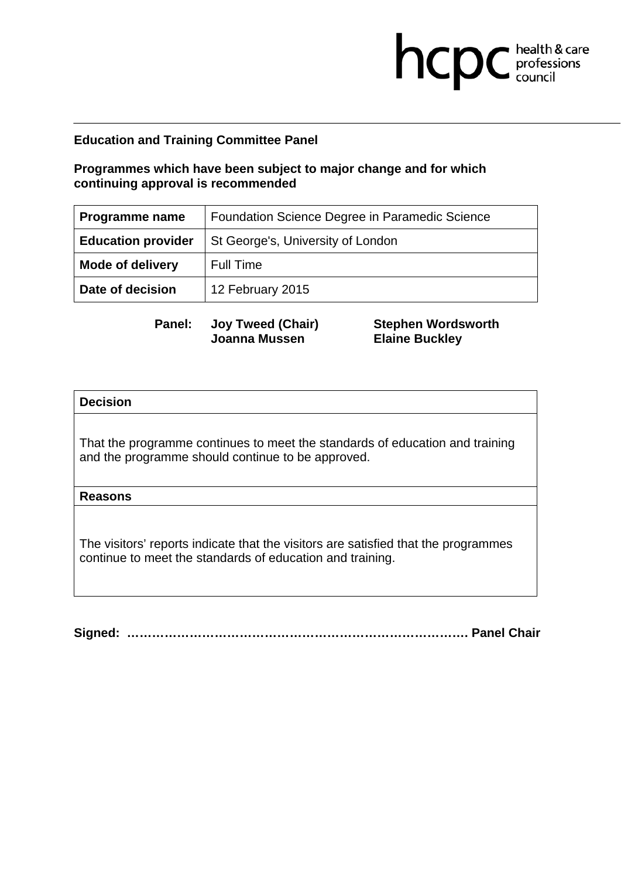hcpc health & care professions council

**Education and Training Committee Panel**

**Programmes which have been subject to major change and for which continuing approval is recommended**

| **Programme name** | Foundation Science Degree in Paramedic Science |
|---|---|
| **Education provider** | St George's, University of London |
| **Mode of delivery** | Full Time |
| **Date of decision** | 12 February 2015 |

**Panel:** **Joy Tweed (Chair)** **Stephen Wordsworth** **Joanna Mussen** **Elaine Buckley**

| **Decision** |
|---|
| That the programme continues to meet the standards of education and training and the programme should continue to be approved. |
| **Reasons** |
| The visitors' reports indicate that the visitors are satisfied that the programmes continue to meet the standards of education and training. |

**Signed: ……………………………………………………………………… Panel Chair**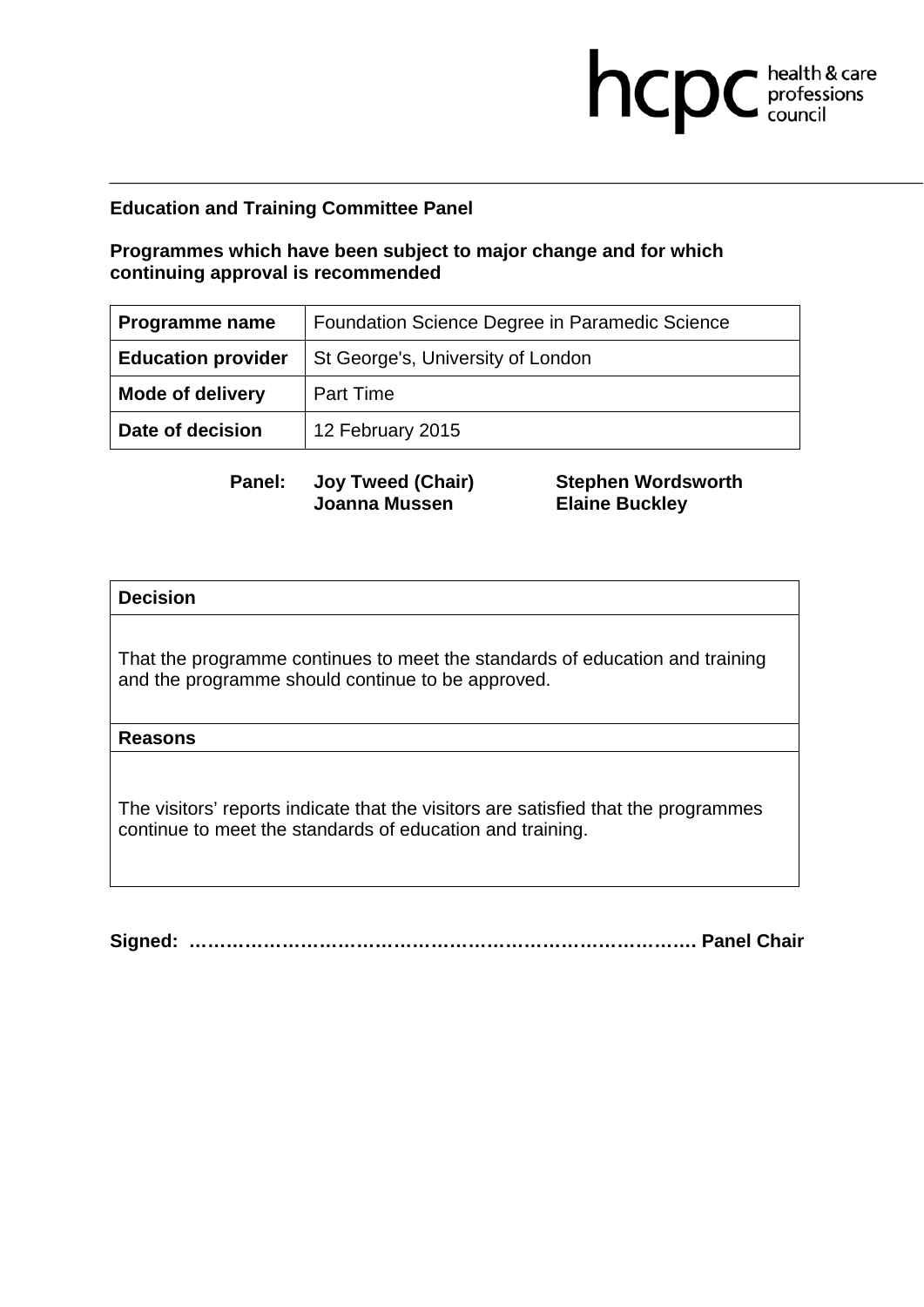**Education and Training Committee Panel**

**Programmes which have been subject to major change and for which continuing approval is recommended**

| **Programme name** | Foundation Science Degree in Paramedic Science |
|---|---|
| **Education provider** | St George's, University of London |
| **Mode of delivery** | Part Time |
| **Date of decision** | 12 February 2015 |

**Panel:** **Joy Tweed (Chair)** **Stephen Wordsworth** **Joanna Mussen** **Elaine Buckley**

| **Decision** |
|---|
| That the programme continues to meet the standards of education and training and the programme should continue to be approved. |
| **Reasons** |
| The visitors' reports indicate that the visitors are satisfied that the programmes continue to meet the standards of education and training. |

**Signed: ……………………………………………………………………… Panel Chair**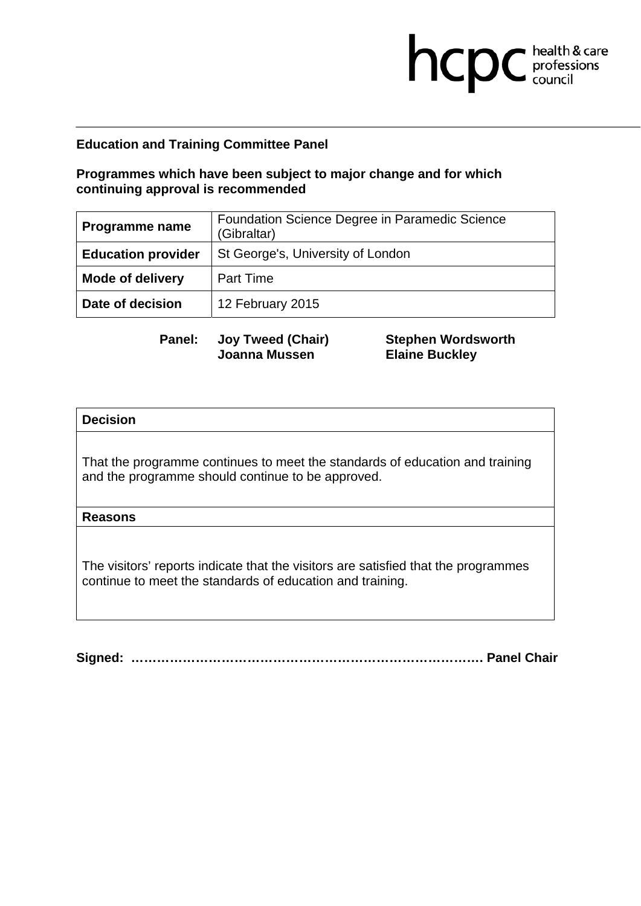hcpc health & care professions council

**Education and Training Committee Panel**

**Programmes which have been subject to major change and for which continuing approval is recommended**

| | |
|---|---|
| **Programme name** | Foundation Science Degree in Paramedic Science (Gibraltar) |
| **Education provider** | St George's, University of London |
| **Mode of delivery** | Part Time |
| **Date of decision** | 12 February 2015 |

**Panel:** **Joy Tweed (Chair)** **Stephen Wordsworth** **Joanna Mussen** **Elaine Buckley**

| **Decision** |
|---|
| That the programme continues to meet the standards of education and training and the programme should continue to be approved. |
| **Reasons** |
| The visitors' reports indicate that the visitors are satisfied that the programmes continue to meet the standards of education and training. |

**Signed: …………………………………………………………………… Panel Chair**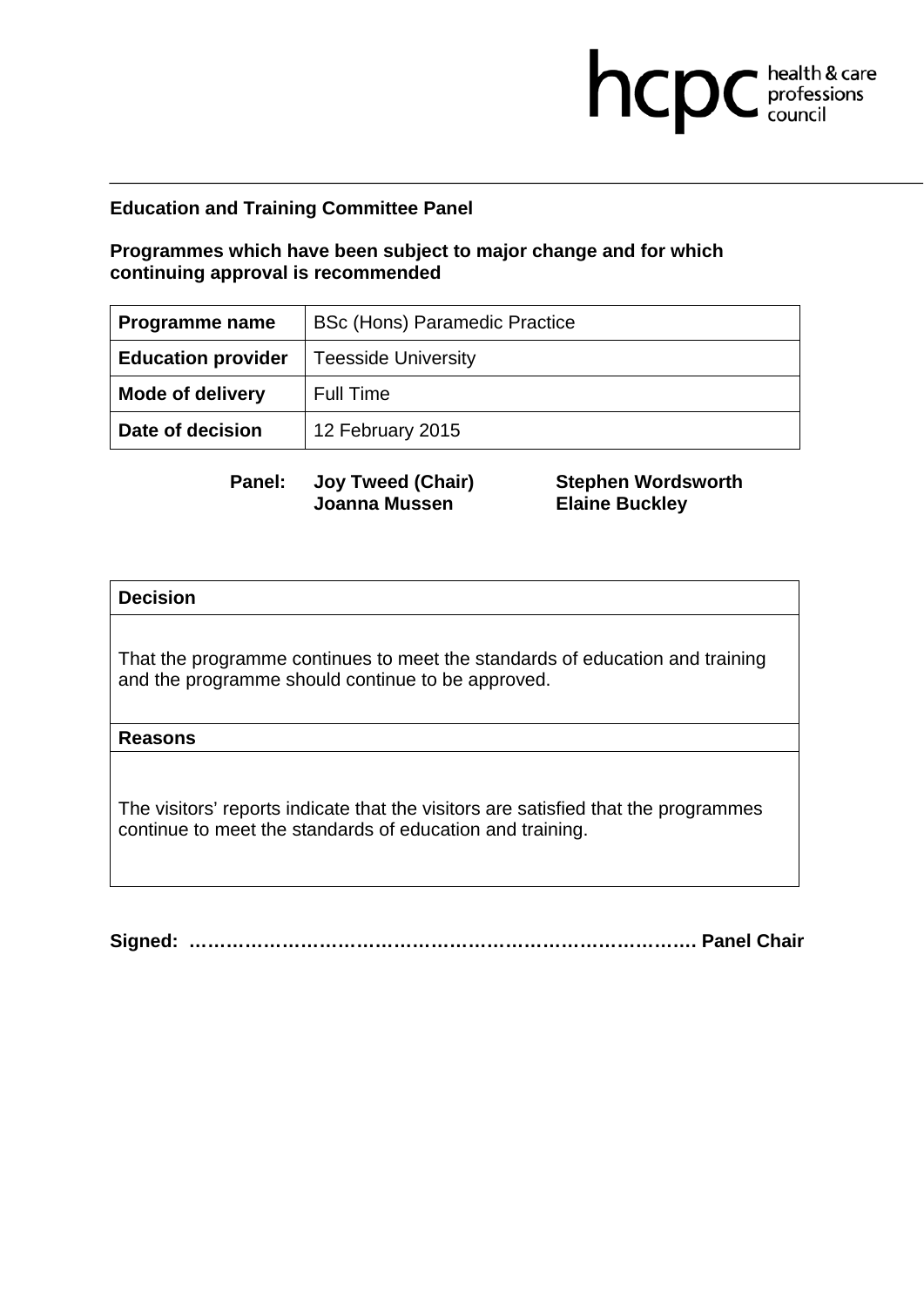**Education and Training Committee Panel**

**Programmes which have been subject to major change and for which continuing approval is recommended**

| **Programme name** | BSc (Hons) Paramedic Practice |
|---|---|
| **Education provider** | Teesside University |
| **Mode of delivery** | Full Time |
| **Date of decision** | 12 February 2015 |

**Panel:** **Joy Tweed (Chair)** **Stephen Wordsworth** **Joanna Mussen** **Elaine Buckley**

| **Decision** |
|---|
| That the programme continues to meet the standards of education and training and the programme should continue to be approved. |
| **Reasons** |
| The visitors' reports indicate that the visitors are satisfied that the programmes continue to meet the standards of education and training. |

**Signed: ………………………………………………………………………. Panel Chair**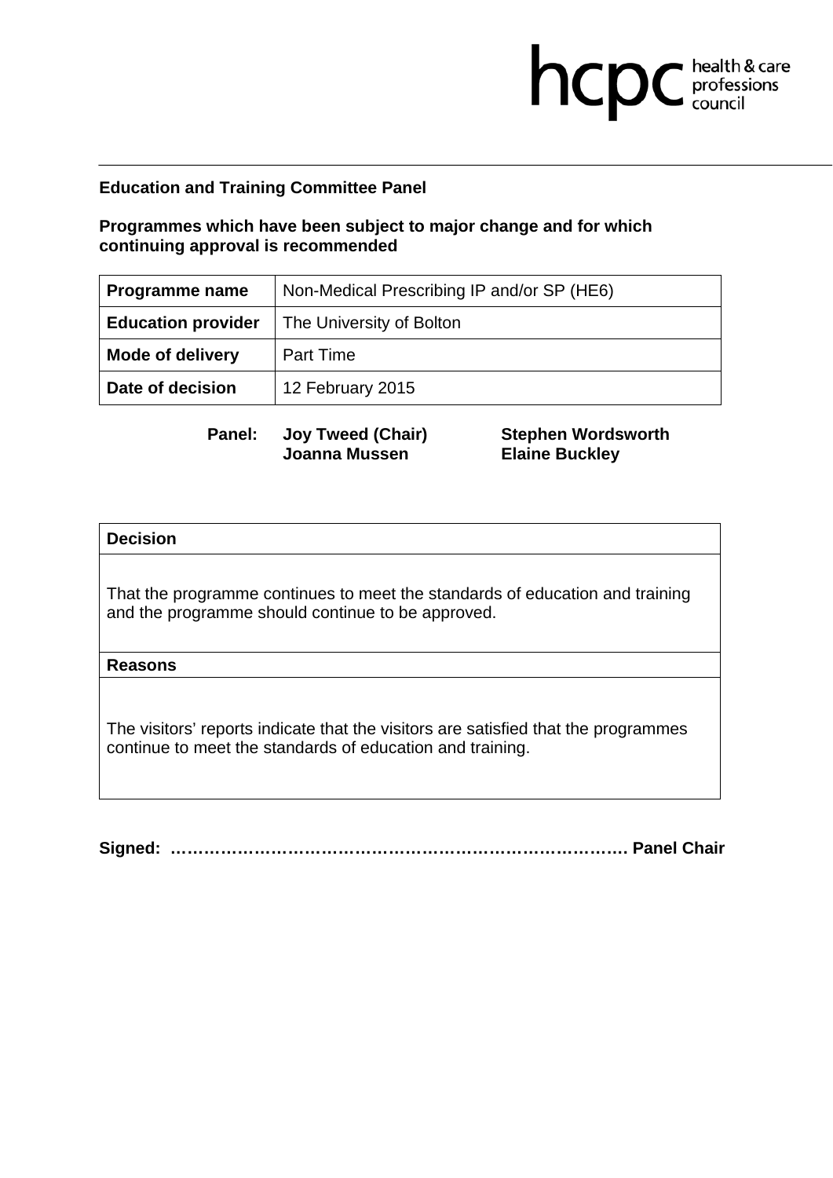**Education and Training Committee Panel**

**Programmes which have been subject to major change and for which continuing approval is recommended**

| **Programme name** | Non-Medical Prescribing IP and/or SP (HE6) |
|---|---|
| **Education provider** | The University of Bolton |
| **Mode of delivery** | Part Time |
| **Date of decision** | 12 February 2015 |

**Panel:** **Joy Tweed (Chair)** **Stephen Wordsworth** **Joanna Mussen** **Elaine Buckley**

| **Decision** |
|---|
| That the programme continues to meet the standards of education and training and the programme should continue to be approved. |
| **Reasons** |
| The visitors' reports indicate that the visitors are satisfied that the programmes continue to meet the standards of education and training. |

**Signed: ………………………………………………………………………. Panel Chair**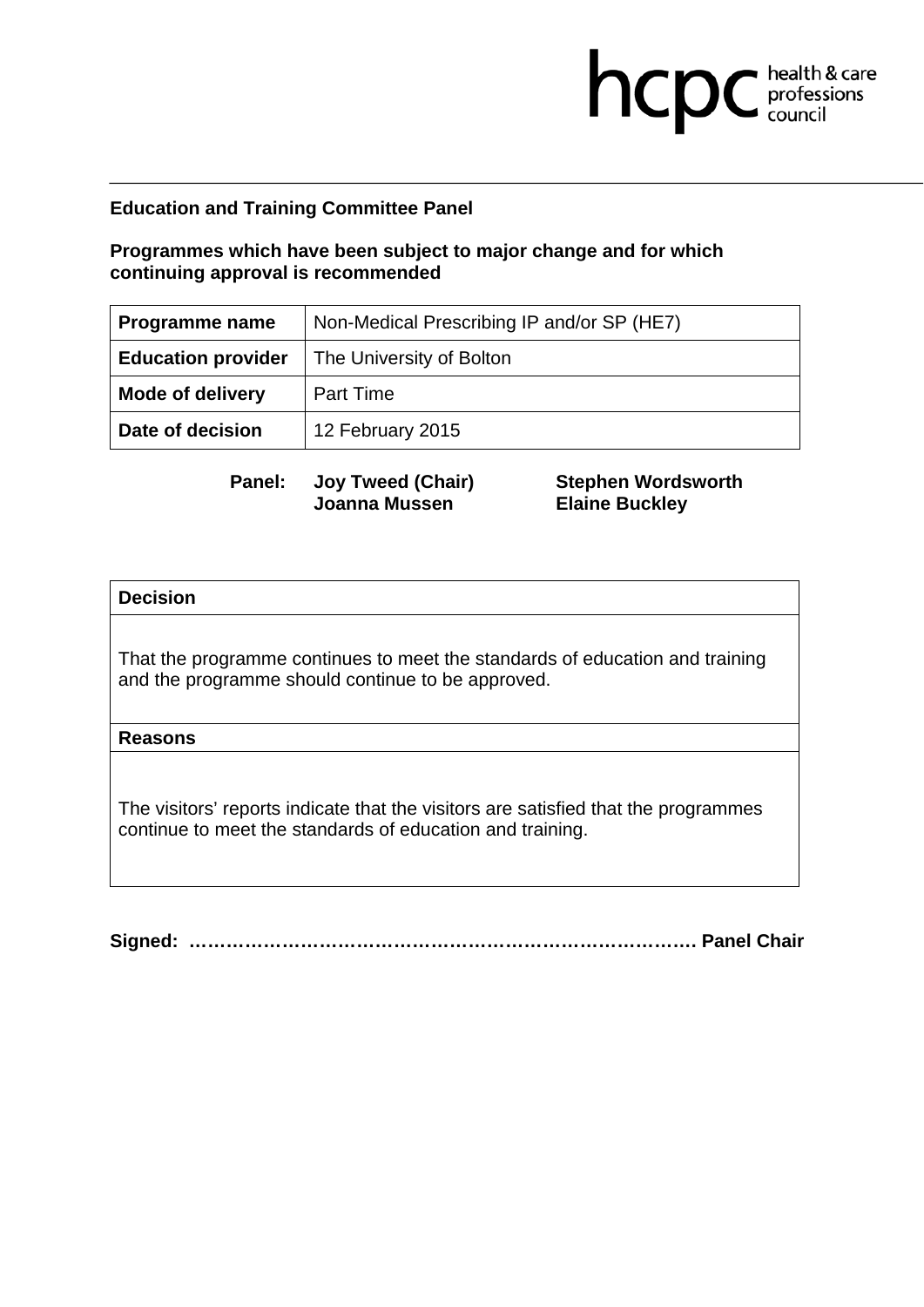**Education and Training Committee Panel**

**Programmes which have been subject to major change and for which continuing approval is recommended**

| **Programme name** | Non-Medical Prescribing IP and/or SP (HE7) |
|---|---|
| **Education provider** | The University of Bolton |
| **Mode of delivery** | Part Time |
| **Date of decision** | 12 February 2015 |

**Panel:** **Joy Tweed (Chair)** **Stephen Wordsworth** **Joanna Mussen** **Elaine Buckley**

| **Decision** |
|---|
| That the programme continues to meet the standards of education and training and the programme should continue to be approved. |
| **Reasons** |
| The visitors' reports indicate that the visitors are satisfied that the programmes continue to meet the standards of education and training. |

**Signed: …………………………………………………………………… Panel Chair**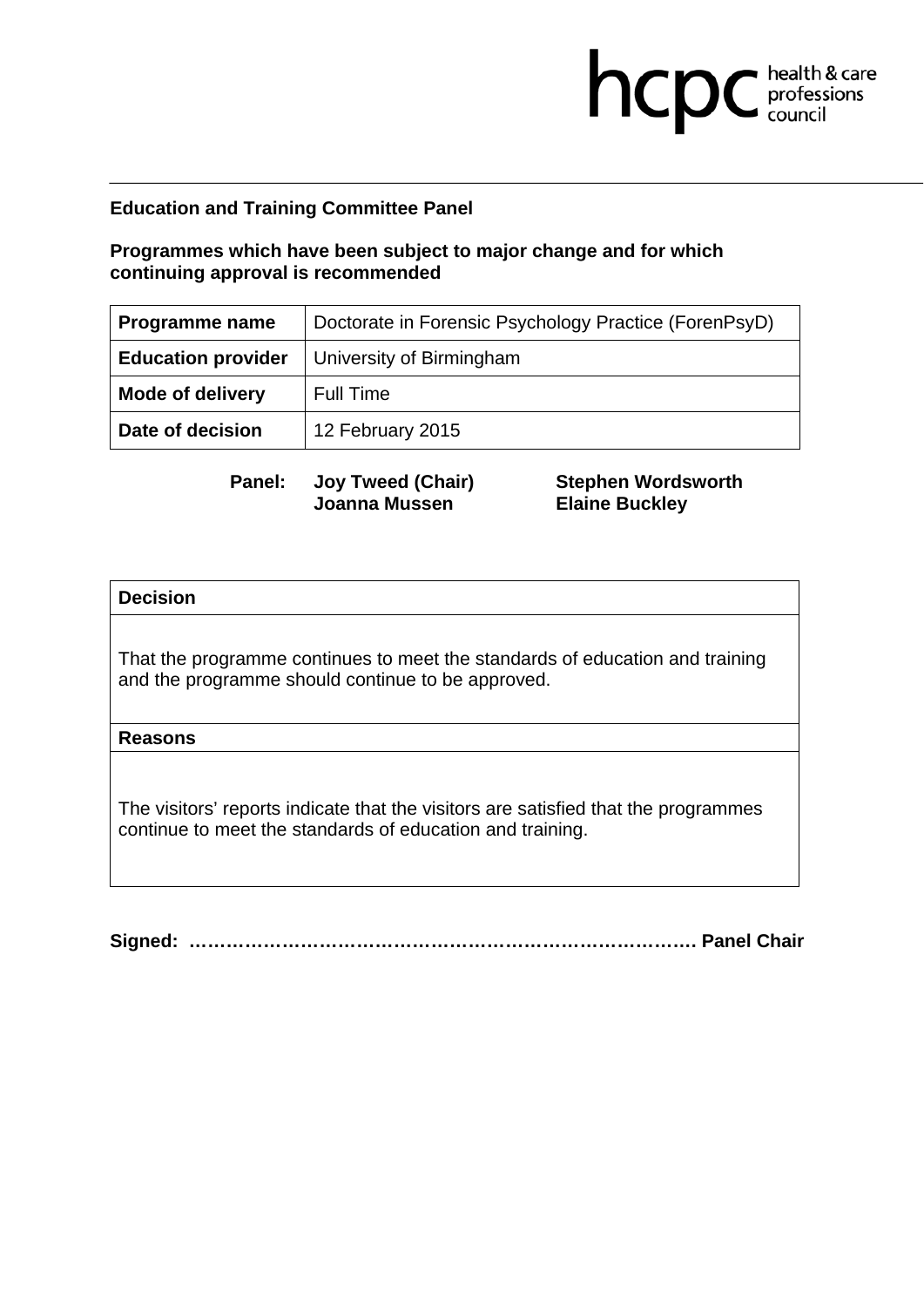**Education and Training Committee Panel**

**Programmes which have been subject to major change and for which continuing approval is recommended**

| **Programme name** | Doctorate in Forensic Psychology Practice (ForenPsyD) |
|---|---|
| **Education provider** | University of Birmingham |
| **Mode of delivery** | Full Time |
| **Date of decision** | 12 February 2015 |

**Panel: Joy Tweed (Chair) Stephen Wordsworth**
**Joanna Mussen Elaine Buckley**

| **Decision** |
|---|
| That the programme continues to meet the standards of education and training and the programme should continue to be approved. |
| **Reasons** |
| The visitors' reports indicate that the visitors are satisfied that the programmes continue to meet the standards of education and training. |

**Signed: ………………………………………………………………………. Panel Chair**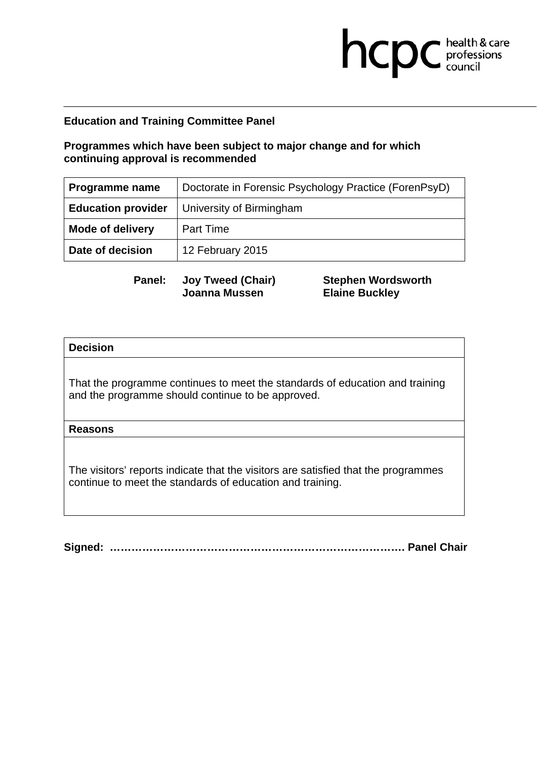**Education and Training Committee Panel**

**Programmes which have been subject to major change and for which continuing approval is recommended**

| **Programme name** | Doctorate in Forensic Psychology Practice (ForenPsyD) |
|---|---|
| **Education provider** | University of Birmingham |
| **Mode of delivery** | Part Time |
| **Date of decision** | 12 February 2015 |

**Panel:** **Joy Tweed (Chair)** **Stephen Wordsworth** **Joanna Mussen** **Elaine Buckley**

| **Decision** |
|---|
| That the programme continues to meet the standards of education and training and the programme should continue to be approved. |
| **Reasons** |
| The visitors' reports indicate that the visitors are satisfied that the programmes continue to meet the standards of education and training. |

**Signed: ……………………………………………………………………… Panel Chair**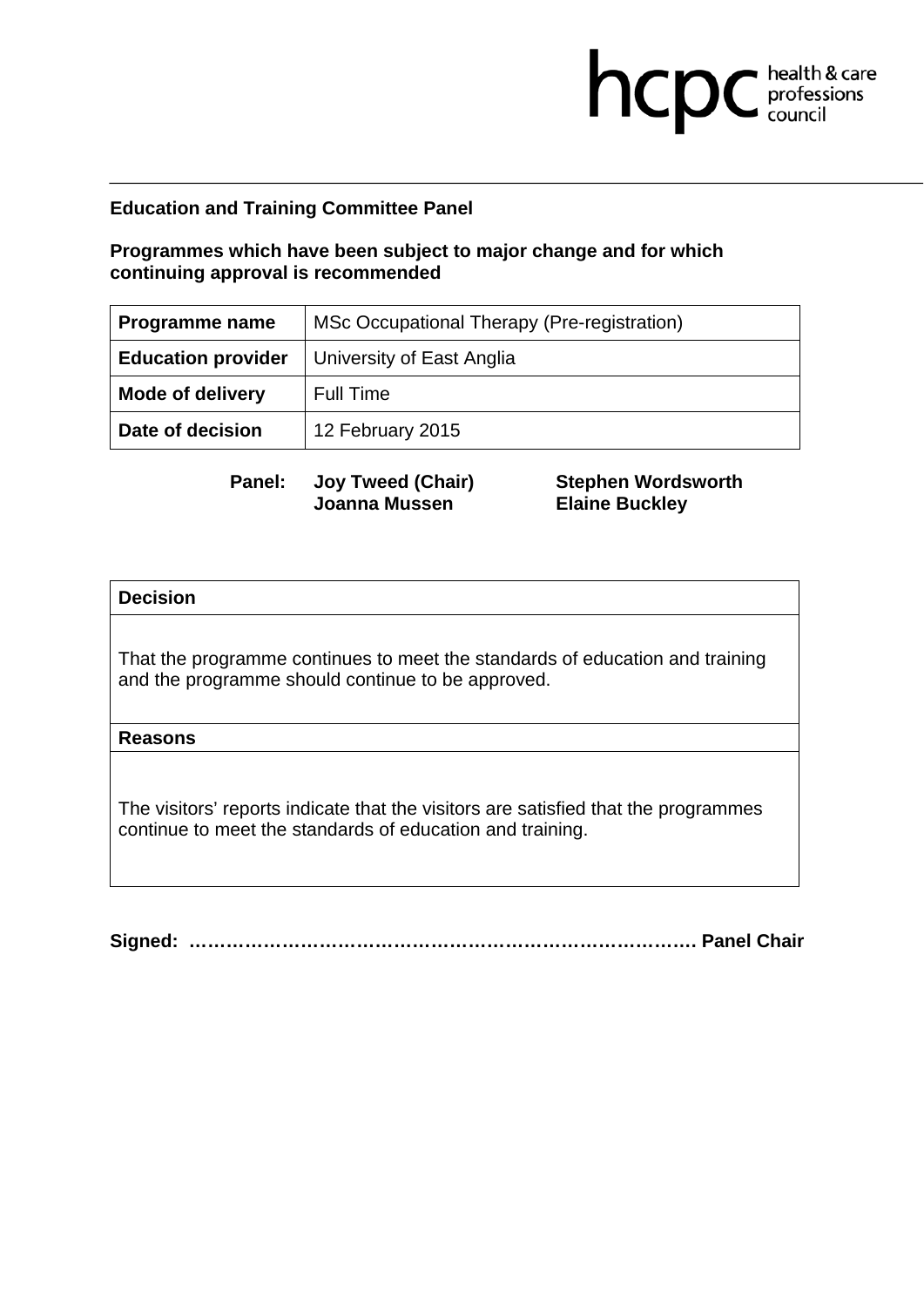**Education and Training Committee Panel**

**Programmes which have been subject to major change and for which continuing approval is recommended**

| **Programme name** | MSc Occupational Therapy (Pre-registration) |
|---|---|
| **Education provider** | University of East Anglia |
| **Mode of delivery** | Full Time |
| **Date of decision** | 12 February 2015 |

**Panel:** **Joy Tweed (Chair)** **Stephen Wordsworth** **Joanna Mussen** **Elaine Buckley**

| **Decision** |
|---|
| That the programme continues to meet the standards of education and training and the programme should continue to be approved. |
| **Reasons** |
| The visitors' reports indicate that the visitors are satisfied that the programmes continue to meet the standards of education and training. |

**Signed: ………………………………………………………………………. Panel Chair**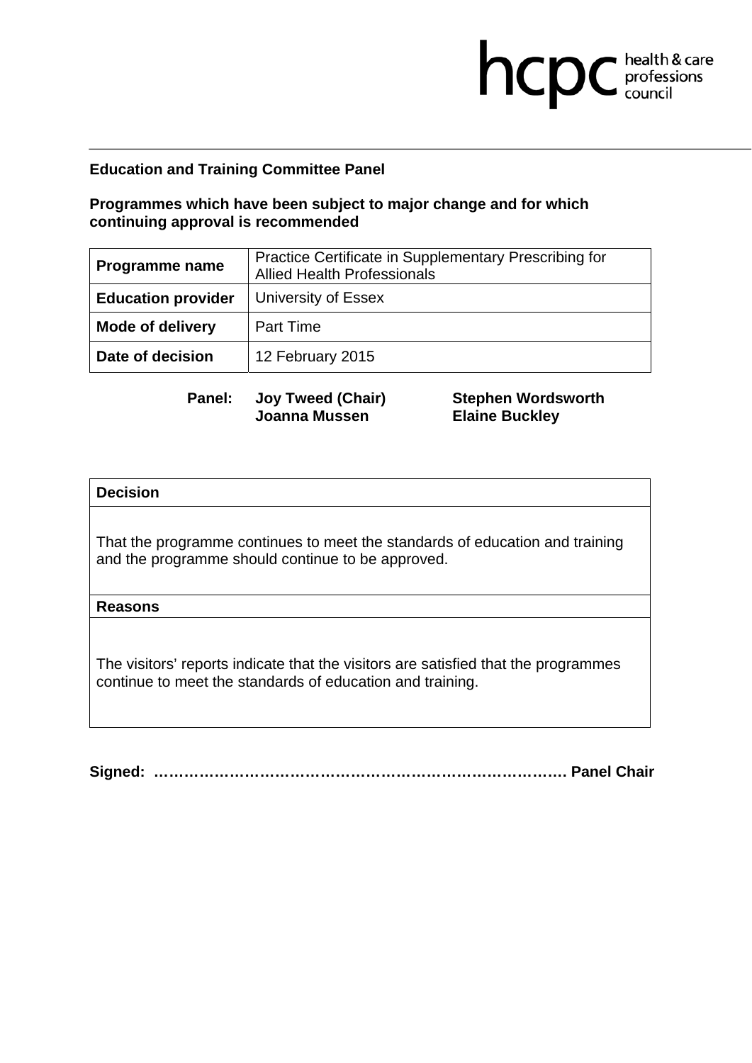**Education and Training Committee Panel**

**Programmes which have been subject to major change and for which continuing approval is recommended**

| | |
|---|---|
| **Programme name** | Practice Certificate in Supplementary Prescribing for Allied Health Professionals |
| **Education provider** | University of Essex |
| **Mode of delivery** | Part Time |
| **Date of decision** | 12 February 2015 |

**Panel:** **Joy Tweed (Chair)**, **Stephen Wordsworth**, **Joanna Mussen**, **Elaine Buckley**

| **Decision** |
|---|
| That the programme continues to meet the standards of education and training and the programme should continue to be approved. |
| **Reasons** |
| The visitors' reports indicate that the visitors are satisfied that the programmes continue to meet the standards of education and training. |

**Signed: ………………………………………………………………………. Panel Chair**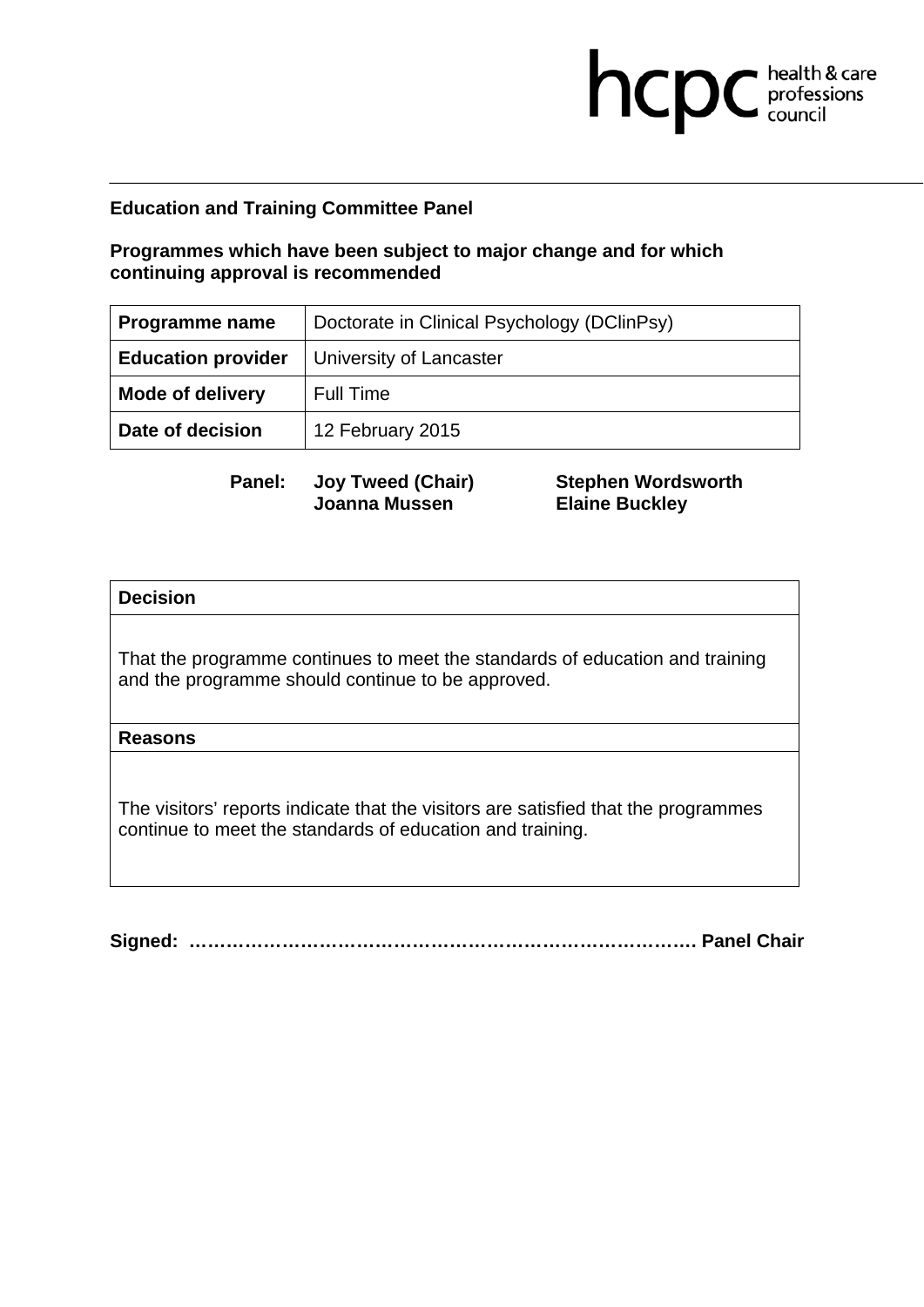**Education and Training Committee Panel**

**Programmes which have been subject to major change and for which continuing approval is recommended**

| **Programme name** | Doctorate in Clinical Psychology (DClinPsy) |
|---|---|
| **Education provider** | University of Lancaster |
| **Mode of delivery** | Full Time |
| **Date of decision** | 12 February 2015 |

**Panel:** **Joy Tweed (Chair)** **Stephen Wordsworth** **Joanna Mussen** **Elaine Buckley**

| **Decision** |
|---|
| That the programme continues to meet the standards of education and training and the programme should continue to be approved. |
| **Reasons** |
| The visitors' reports indicate that the visitors are satisfied that the programmes continue to meet the standards of education and training. |

**Signed: ……………………………………………………………………… Panel Chair**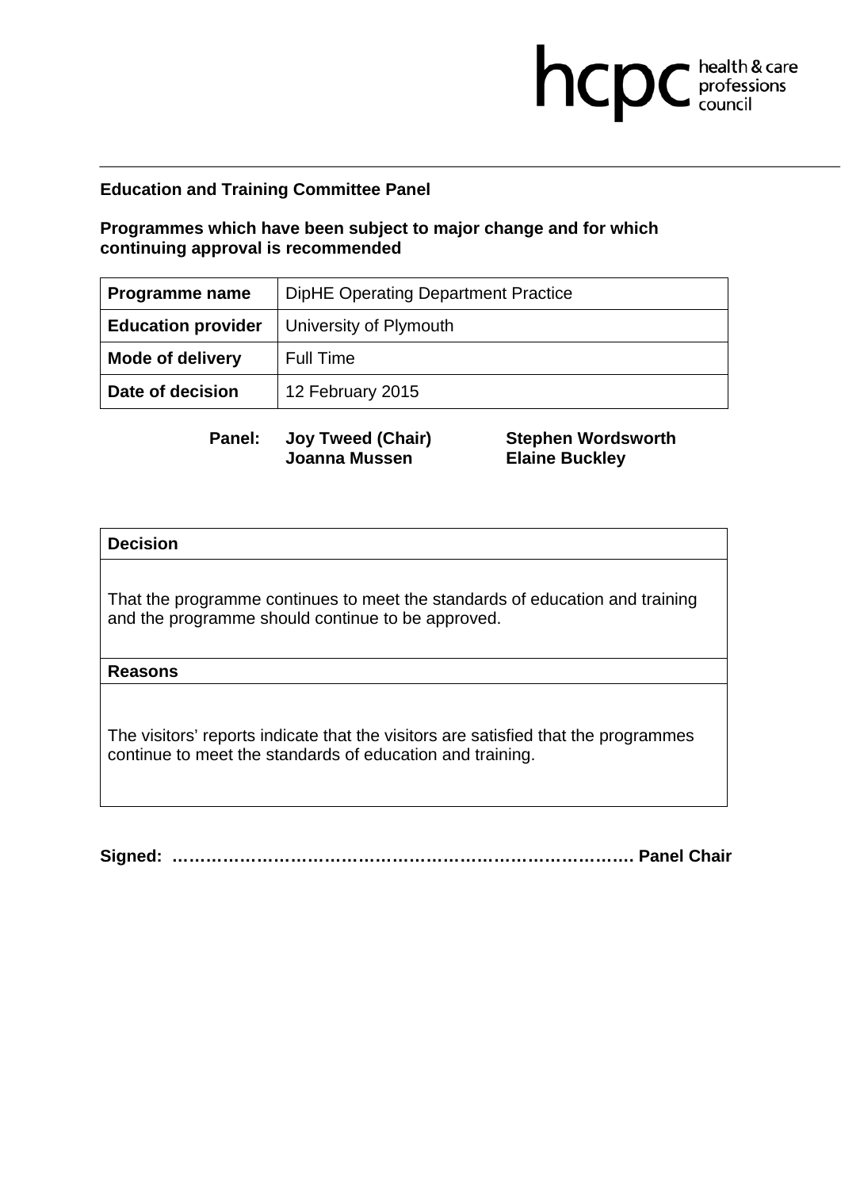**hcpc** health & care professions council

**Education and Training Committee Panel**

**Programmes which have been subject to major change and for which continuing approval is recommended**

| **Programme name** | DipHE Operating Department Practice |
|---|---|
| **Education provider** | University of Plymouth |
| **Mode of delivery** | Full Time |
| **Date of decision** | 12 February 2015 |

**Panel:** **Joy Tweed (Chair)** **Stephen Wordsworth** **Joanna Mussen** **Elaine Buckley**

| **Decision** |
|---|
| That the programme continues to meet the standards of education and training and the programme should continue to be approved. |
| **Reasons** |
| The visitors' reports indicate that the visitors are satisfied that the programmes continue to meet the standards of education and training. |

**Signed: ………………………………………………………………………. Panel Chair**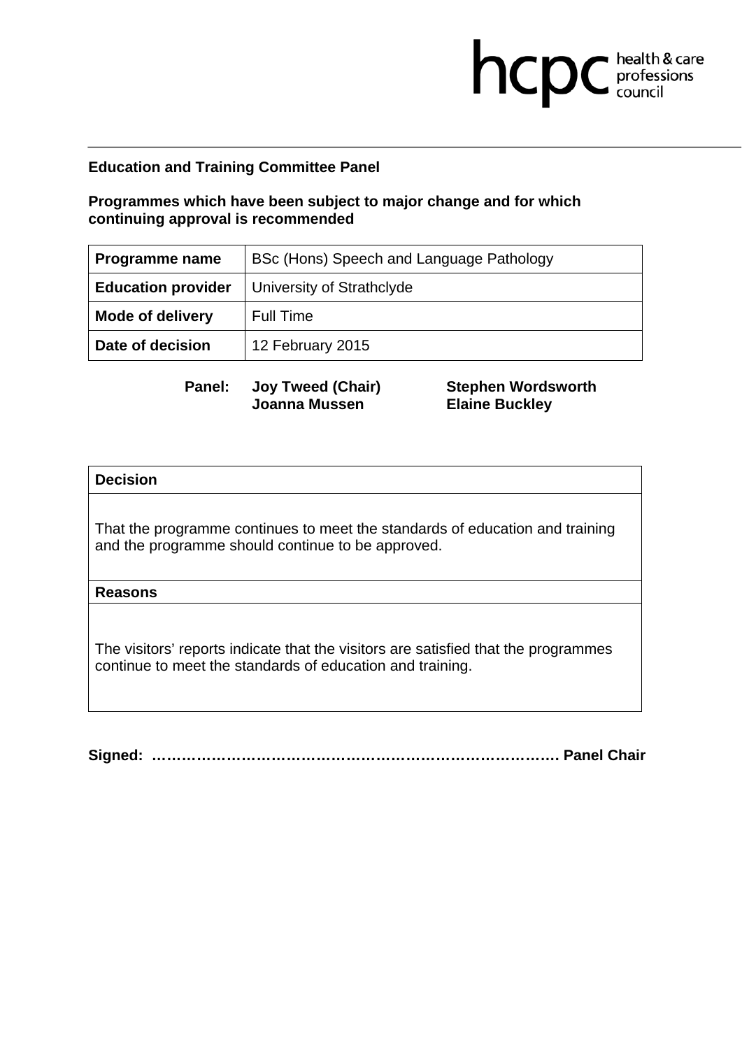hcpc health & care professions council

**Education and Training Committee Panel**

**Programmes which have been subject to major change and for which continuing approval is recommended**

| **Programme name** | BSc (Hons) Speech and Language Pathology |
|---|---|
| **Education provider** | University of Strathclyde |
| **Mode of delivery** | Full Time |
| **Date of decision** | 12 February 2015 |

**Panel:** **Joy Tweed (Chair)** **Stephen Wordsworth** **Joanna Mussen** **Elaine Buckley**

| **Decision** |
|---|
| That the programme continues to meet the standards of education and training and the programme should continue to be approved. |
| **Reasons** |
| The visitors' reports indicate that the visitors are satisfied that the programmes continue to meet the standards of education and training. |

**Signed: ……………………………………………………………………… Panel Chair**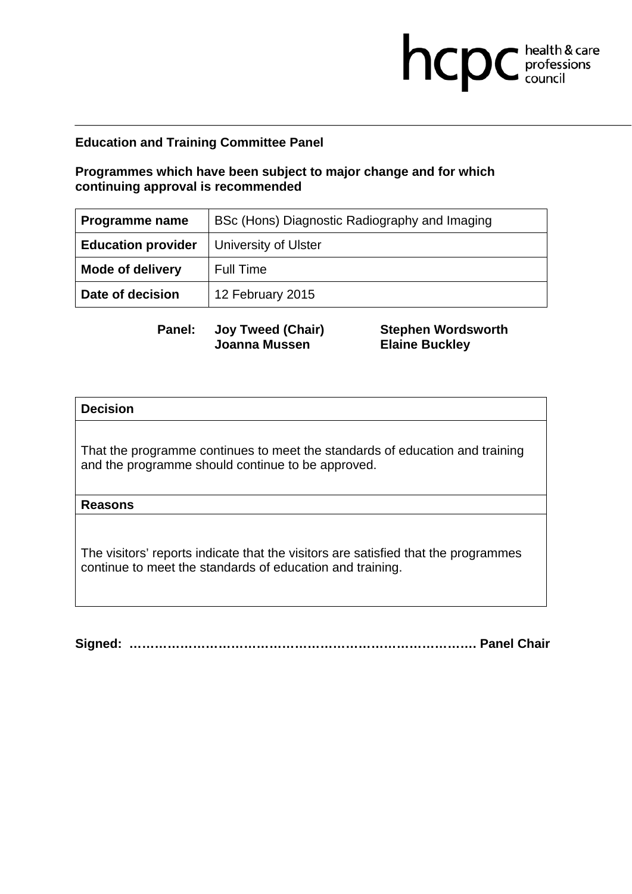**Education and Training Committee Panel**

**Programmes which have been subject to major change and for which continuing approval is recommended**

| **Programme name** | BSc (Hons) Diagnostic Radiography and Imaging |
|---|---|
| **Education provider** | University of Ulster |
| **Mode of delivery** | Full Time |
| **Date of decision** | 12 February 2015 |

**Panel:** **Joy Tweed (Chair)** **Stephen Wordsworth** **Joanna Mussen** **Elaine Buckley**

| **Decision** |
|---|
| That the programme continues to meet the standards of education and training and the programme should continue to be approved. |
| **Reasons** |
| The visitors' reports indicate that the visitors are satisfied that the programmes continue to meet the standards of education and training. |

**Signed: …………………………………………………………………… Panel Chair**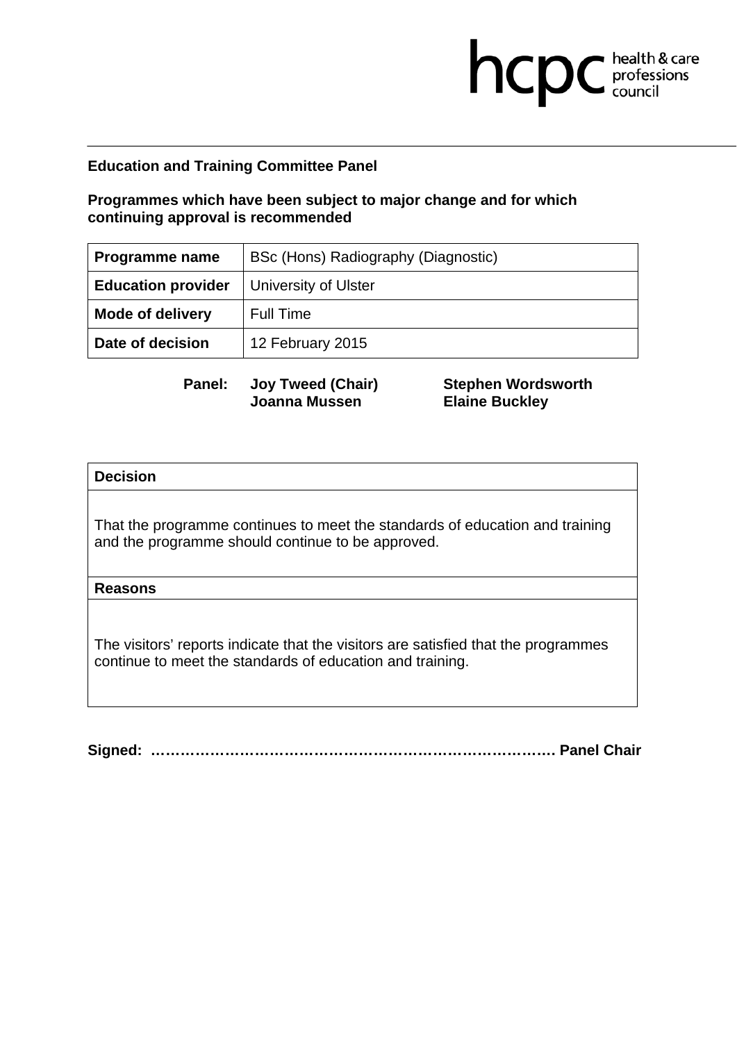**Education and Training Committee Panel**

**Programmes which have been subject to major change and for which continuing approval is recommended**

| | |
|---|---|
| **Programme name** | BSc (Hons) Radiography (Diagnostic) |
| **Education provider** | University of Ulster |
| **Mode of delivery** | Full Time |
| **Date of decision** | 12 February 2015 |

**Panel:** **Joy Tweed (Chair)** **Stephen Wordsworth** **Joanna Mussen** **Elaine Buckley**

| **Decision** |
|---|
| That the programme continues to meet the standards of education and training and the programme should continue to be approved. |
| **Reasons** |
| The visitors' reports indicate that the visitors are satisfied that the programmes continue to meet the standards of education and training. |

**Signed: ………………………………………………………………………. Panel Chair**